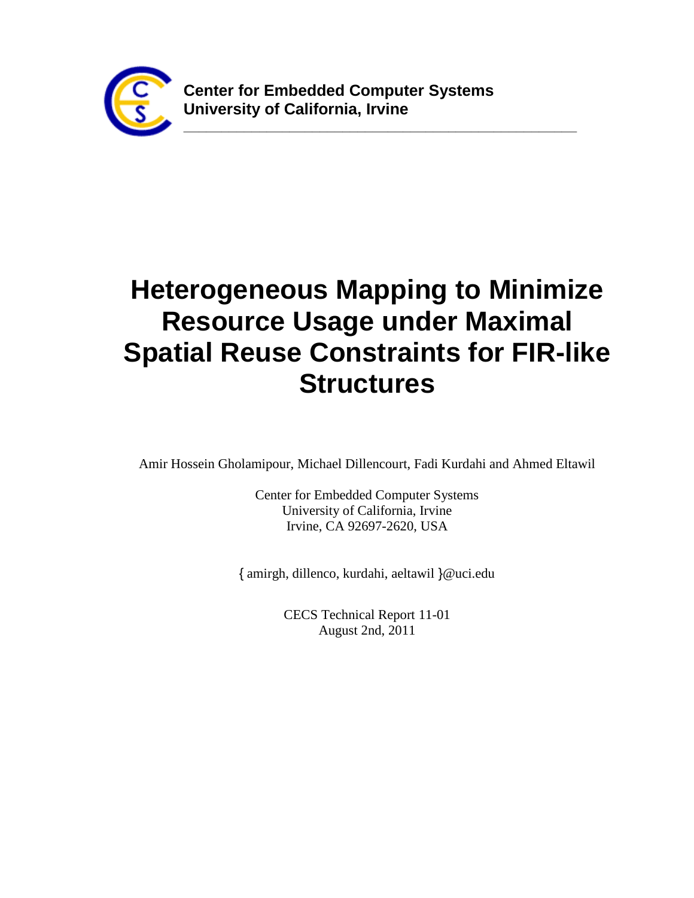**Center for Embedded Computer Systems**
**University of California, Irvine**

# Heterogeneous Mapping to Minimize Resource Usage under Maximal Spatial Reuse Constraints for FIR-like Structures

Amir Hossein Gholamipour, Michael Dillencourt, Fadi Kurdahi and Ahmed Eltawil

Center for Embedded Computer Systems
University of California, Irvine
Irvine, CA 92697-2620, USA

{ amirgh, dillenco, kurdahi, aeltawil }@uci.edu

CECS Technical Report 11-01
August 2nd, 2011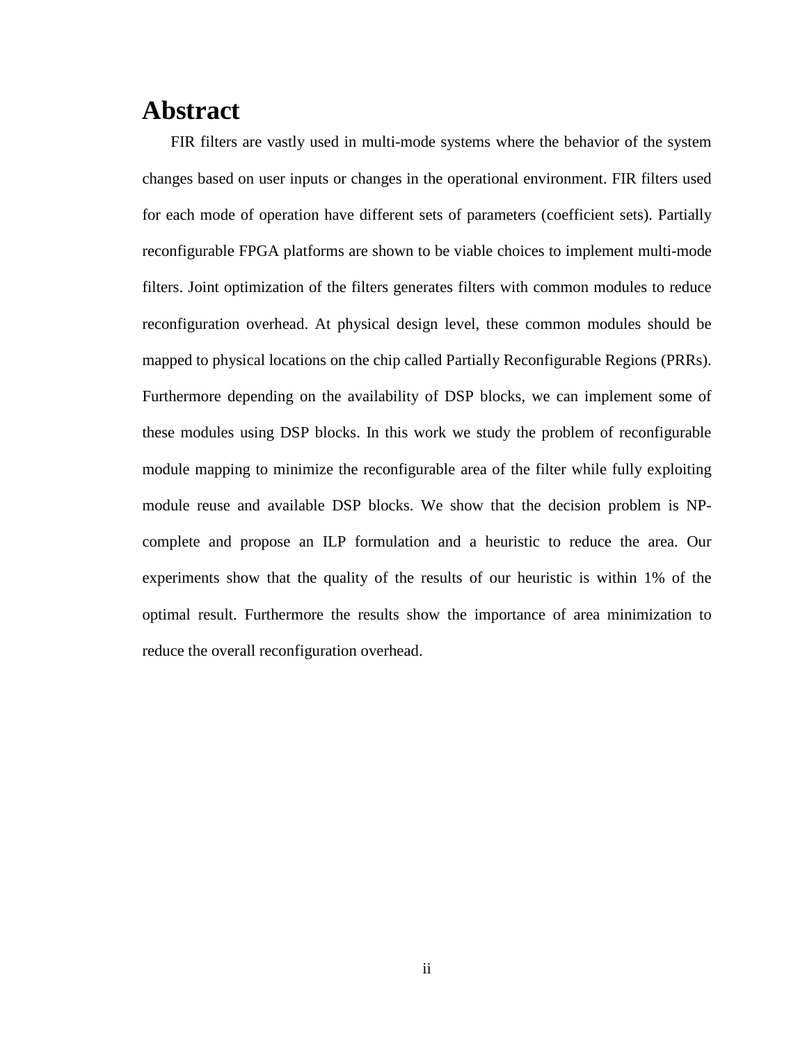# Abstract

FIR filters are vastly used in multi-mode systems where the behavior of the system changes based on user inputs or changes in the operational environment. FIR filters used for each mode of operation have different sets of parameters (coefficient sets). Partially reconfigurable FPGA platforms are shown to be viable choices to implement multi-mode filters. Joint optimization of the filters generates filters with common modules to reduce reconfiguration overhead. At physical design level, these common modules should be mapped to physical locations on the chip called Partially Reconfigurable Regions (PRRs). Furthermore depending on the availability of DSP blocks, we can implement some of these modules using DSP blocks. In this work we study the problem of reconfigurable module mapping to minimize the reconfigurable area of the filter while fully exploiting module reuse and available DSP blocks. We show that the decision problem is NP-complete and propose an ILP formulation and a heuristic to reduce the area. Our experiments show that the quality of the results of our heuristic is within 1% of the optimal result. Furthermore the results show the importance of area minimization to reduce the overall reconfiguration overhead.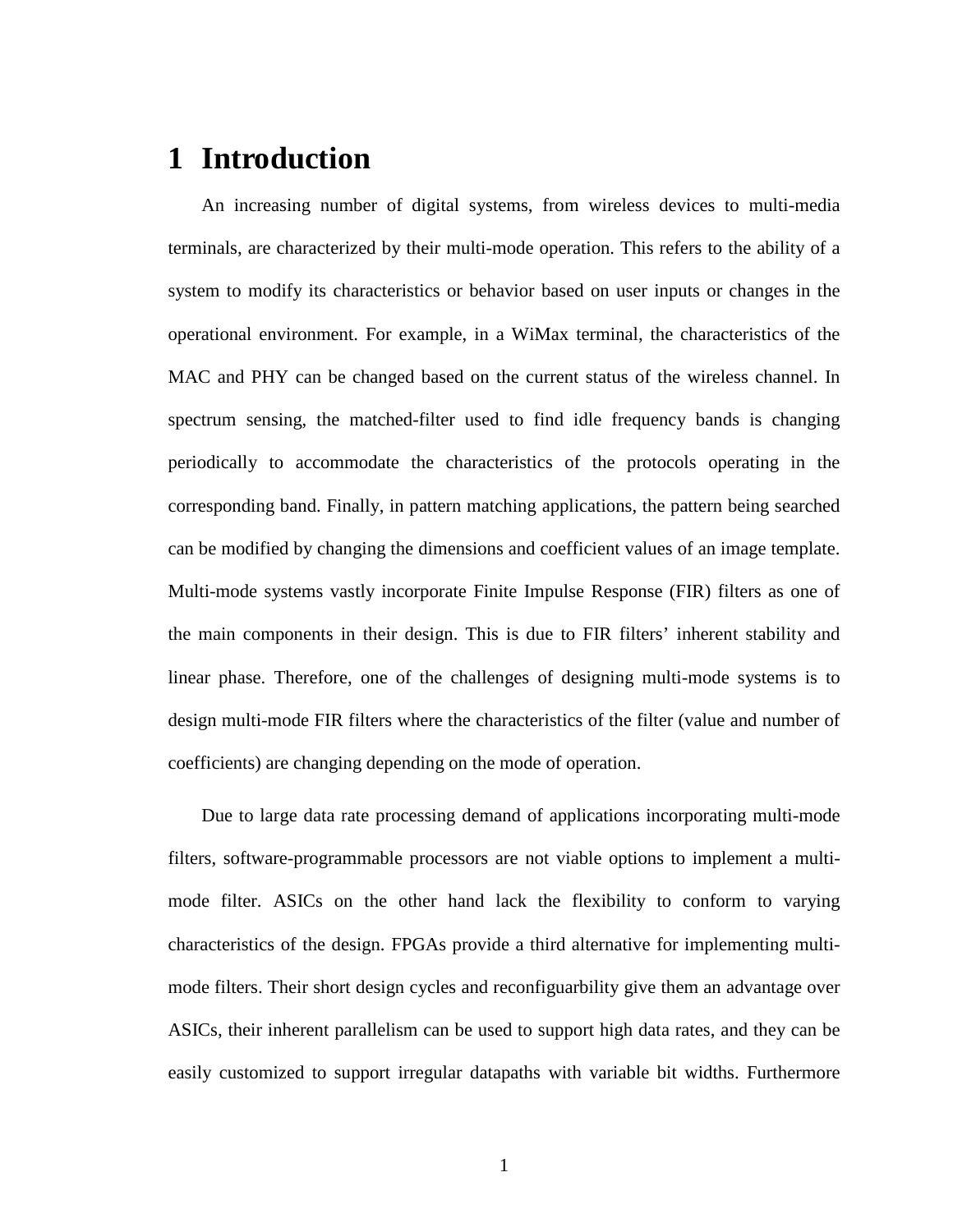# 1 Introduction

An increasing number of digital systems, from wireless devices to multi-media terminals, are characterized by their multi-mode operation. This refers to the ability of a system to modify its characteristics or behavior based on user inputs or changes in the operational environment. For example, in a WiMax terminal, the characteristics of the MAC and PHY can be changed based on the current status of the wireless channel. In spectrum sensing, the matched-filter used to find idle frequency bands is changing periodically to accommodate the characteristics of the protocols operating in the corresponding band. Finally, in pattern matching applications, the pattern being searched can be modified by changing the dimensions and coefficient values of an image template. Multi-mode systems vastly incorporate Finite Impulse Response (FIR) filters as one of the main components in their design. This is due to FIR filters' inherent stability and linear phase. Therefore, one of the challenges of designing multi-mode systems is to design multi-mode FIR filters where the characteristics of the filter (value and number of coefficients) are changing depending on the mode of operation.

Due to large data rate processing demand of applications incorporating multi-mode filters, software-programmable processors are not viable options to implement a multi-mode filter. ASICs on the other hand lack the flexibility to conform to varying characteristics of the design. FPGAs provide a third alternative for implementing multi-mode filters. Their short design cycles and reconfiguarbility give them an advantage over ASICs, their inherent parallelism can be used to support high data rates, and they can be easily customized to support irregular datapaths with variable bit widths. Furthermore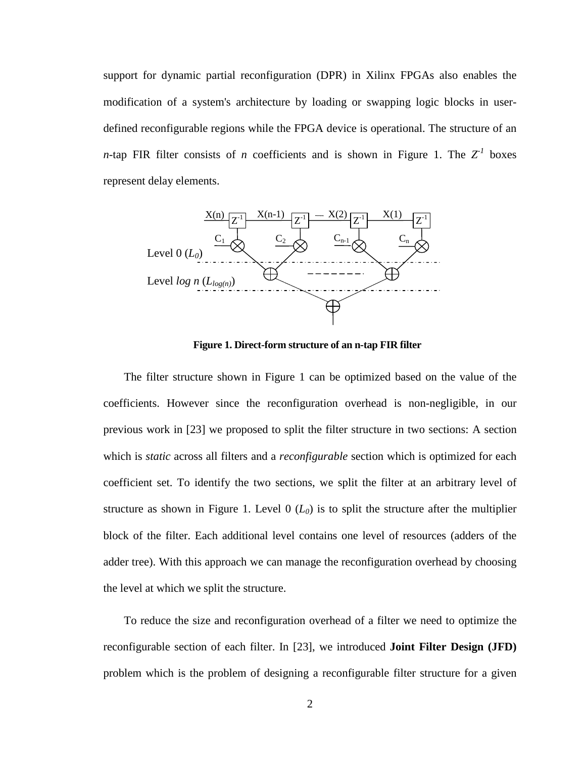support for dynamic partial reconfiguration (DPR) in Xilinx FPGAs also enables the modification of a system's architecture by loading or swapping logic blocks in user-defined reconfigurable regions while the FPGA device is operational. The structure of an *n*-tap FIR filter consists of *n* coefficients and is shown in Figure 1. The $Z^{-1}$ boxes represent delay elements.

**Figure 1. Direct-form structure of an n-tap FIR filter**

The filter structure shown in Figure 1 can be optimized based on the value of the coefficients. However since the reconfiguration overhead is non-negligible, in our previous work in [23] we proposed to split the filter structure in two sections: A section which is *static* across all filters and a *reconfigurable* section which is optimized for each coefficient set. To identify the two sections, we split the filter at an arbitrary level of structure as shown in Figure 1. Level 0 ($L_0$) is to split the structure after the multiplier block of the filter. Each additional level contains one level of resources (adders of the adder tree). With this approach we can manage the reconfiguration overhead by choosing the level at which we split the structure.

To reduce the size and reconfiguration overhead of a filter we need to optimize the reconfigurable section of each filter. In [23], we introduced **Joint Filter Design (JFD)** problem which is the problem of designing a reconfigurable filter structure for a given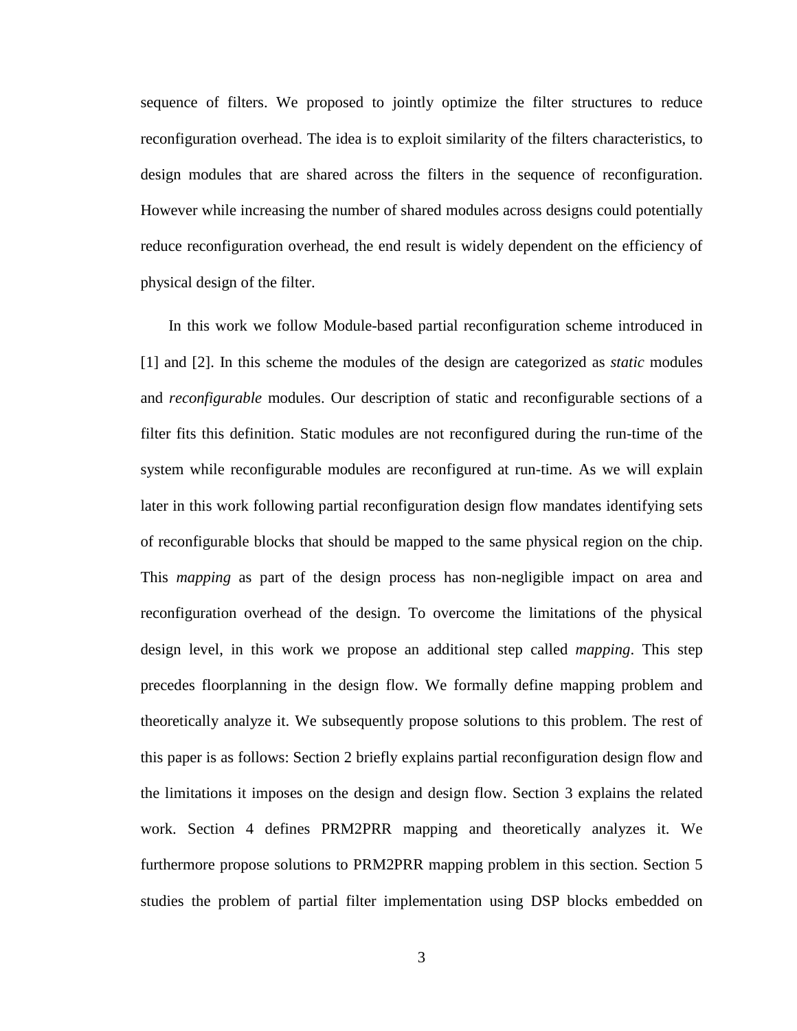sequence of filters. We proposed to jointly optimize the filter structures to reduce reconfiguration overhead. The idea is to exploit similarity of the filters characteristics, to design modules that are shared across the filters in the sequence of reconfiguration. However while increasing the number of shared modules across designs could potentially reduce reconfiguration overhead, the end result is widely dependent on the efficiency of physical design of the filter.

In this work we follow Module-based partial reconfiguration scheme introduced in [1] and [2]. In this scheme the modules of the design are categorized as *static* modules and *reconfigurable* modules. Our description of static and reconfigurable sections of a filter fits this definition. Static modules are not reconfigured during the run-time of the system while reconfigurable modules are reconfigured at run-time. As we will explain later in this work following partial reconfiguration design flow mandates identifying sets of reconfigurable blocks that should be mapped to the same physical region on the chip. This *mapping* as part of the design process has non-negligible impact on area and reconfiguration overhead of the design. To overcome the limitations of the physical design level, in this work we propose an additional step called *mapping*. This step precedes floorplanning in the design flow. We formally define mapping problem and theoretically analyze it. We subsequently propose solutions to this problem. The rest of this paper is as follows: Section 2 briefly explains partial reconfiguration design flow and the limitations it imposes on the design and design flow. Section 3 explains the related work. Section 4 defines PRM2PRR mapping and theoretically analyzes it. We furthermore propose solutions to PRM2PRR mapping problem in this section. Section 5 studies the problem of partial filter implementation using DSP blocks embedded on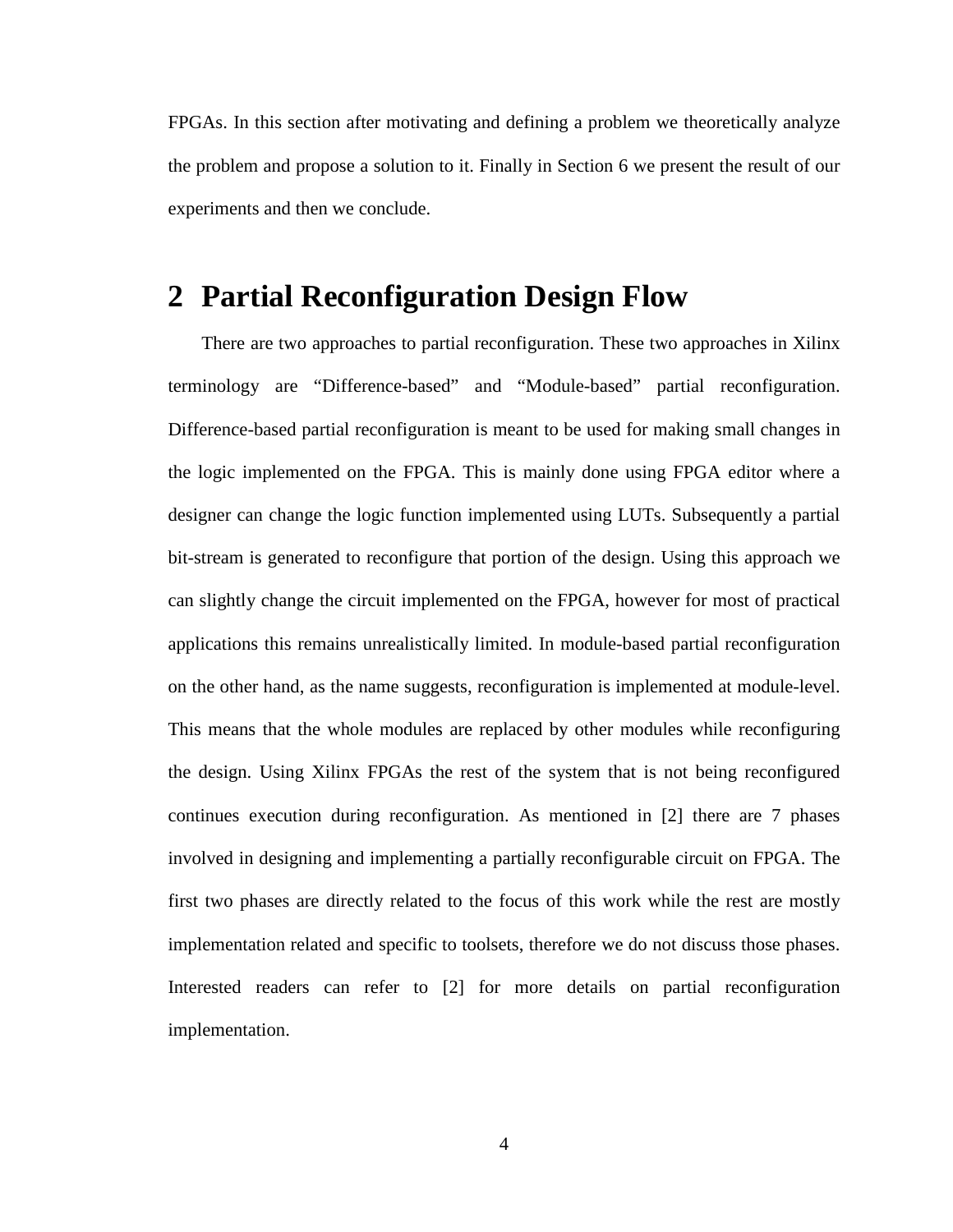FPGAs. In this section after motivating and defining a problem we theoretically analyze the problem and propose a solution to it. Finally in Section 6 we present the result of our experiments and then we conclude.

# 2 Partial Reconfiguration Design Flow

There are two approaches to partial reconfiguration. These two approaches in Xilinx terminology are “Difference-based” and “Module-based” partial reconfiguration. Difference-based partial reconfiguration is meant to be used for making small changes in the logic implemented on the FPGA. This is mainly done using FPGA editor where a designer can change the logic function implemented using LUTs. Subsequently a partial bit-stream is generated to reconfigure that portion of the design. Using this approach we can slightly change the circuit implemented on the FPGA, however for most of practical applications this remains unrealistically limited. In module-based partial reconfiguration on the other hand, as the name suggests, reconfiguration is implemented at module-level. This means that the whole modules are replaced by other modules while reconfiguring the design. Using Xilinx FPGAs the rest of the system that is not being reconfigured continues execution during reconfiguration. As mentioned in [2] there are 7 phases involved in designing and implementing a partially reconfigurable circuit on FPGA. The first two phases are directly related to the focus of this work while the rest are mostly implementation related and specific to toolsets, therefore we do not discuss those phases. Interested readers can refer to [2] for more details on partial reconfiguration implementation.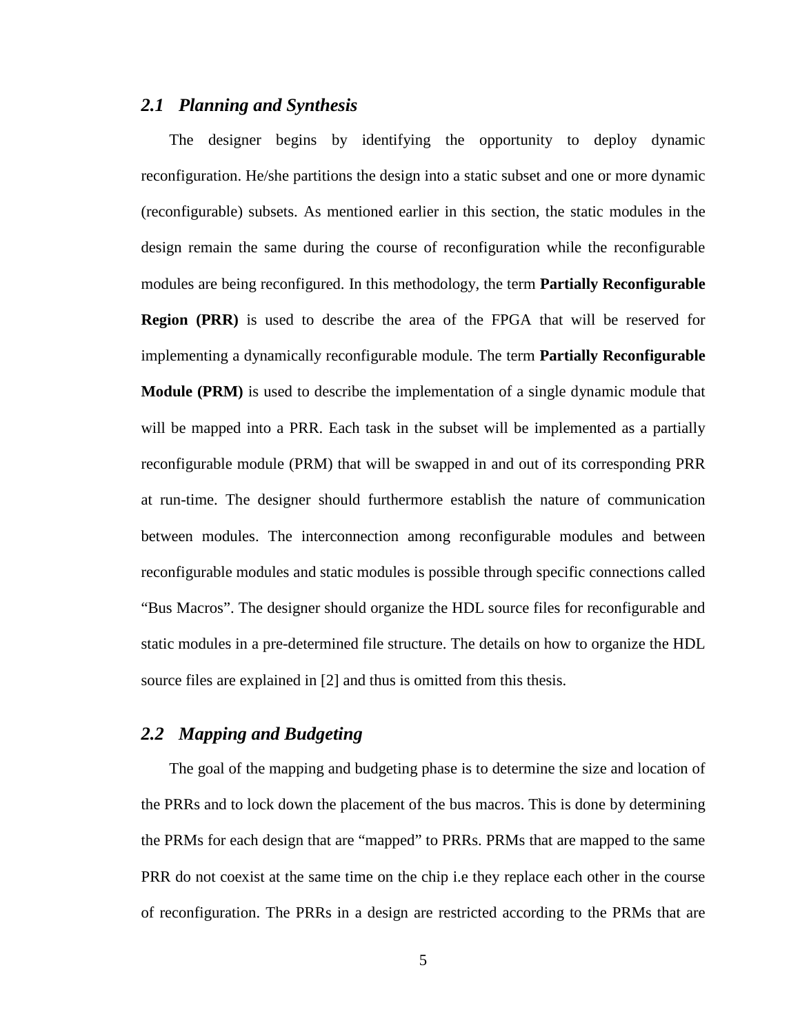## *2.1 Planning and Synthesis*

The designer begins by identifying the opportunity to deploy dynamic reconfiguration. He/she partitions the design into a static subset and one or more dynamic (reconfigurable) subsets. As mentioned earlier in this section, the static modules in the design remain the same during the course of reconfiguration while the reconfigurable modules are being reconfigured. In this methodology, the term **Partially Reconfigurable Region (PRR)** is used to describe the area of the FPGA that will be reserved for implementing a dynamically reconfigurable module. The term **Partially Reconfigurable Module (PRM)** is used to describe the implementation of a single dynamic module that will be mapped into a PRR. Each task in the subset will be implemented as a partially reconfigurable module (PRM) that will be swapped in and out of its corresponding PRR at run-time. The designer should furthermore establish the nature of communication between modules. The interconnection among reconfigurable modules and between reconfigurable modules and static modules is possible through specific connections called "Bus Macros". The designer should organize the HDL source files for reconfigurable and static modules in a pre-determined file structure. The details on how to organize the HDL source files are explained in [2] and thus is omitted from this thesis.

## *2.2 Mapping and Budgeting*

The goal of the mapping and budgeting phase is to determine the size and location of the PRRs and to lock down the placement of the bus macros. This is done by determining the PRMs for each design that are "mapped" to PRRs. PRMs that are mapped to the same PRR do not coexist at the same time on the chip i.e they replace each other in the course of reconfiguration. The PRRs in a design are restricted according to the PRMs that are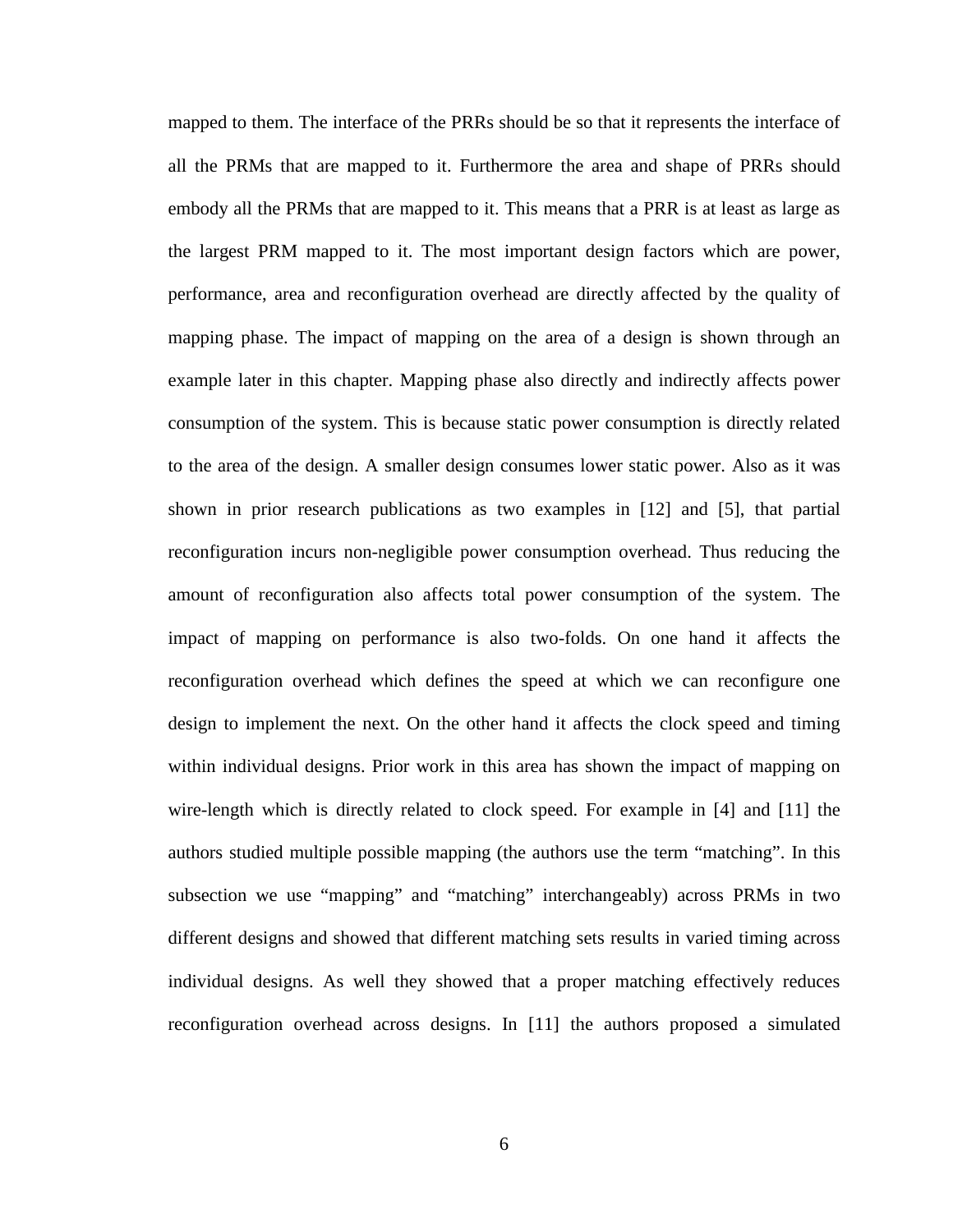mapped to them. The interface of the PRRs should be so that it represents the interface of all the PRMs that are mapped to it. Furthermore the area and shape of PRRs should embody all the PRMs that are mapped to it. This means that a PRR is at least as large as the largest PRM mapped to it. The most important design factors which are power, performance, area and reconfiguration overhead are directly affected by the quality of mapping phase. The impact of mapping on the area of a design is shown through an example later in this chapter. Mapping phase also directly and indirectly affects power consumption of the system. This is because static power consumption is directly related to the area of the design. A smaller design consumes lower static power. Also as it was shown in prior research publications as two examples in [12] and [5], that partial reconfiguration incurs non-negligible power consumption overhead. Thus reducing the amount of reconfiguration also affects total power consumption of the system. The impact of mapping on performance is also two-folds. On one hand it affects the reconfiguration overhead which defines the speed at which we can reconfigure one design to implement the next. On the other hand it affects the clock speed and timing within individual designs. Prior work in this area has shown the impact of mapping on wire-length which is directly related to clock speed. For example in [4] and [11] the authors studied multiple possible mapping (the authors use the term "matching". In this subsection we use "mapping" and "matching" interchangeably) across PRMs in two different designs and showed that different matching sets results in varied timing across individual designs. As well they showed that a proper matching effectively reduces reconfiguration overhead across designs. In [11] the authors proposed a simulated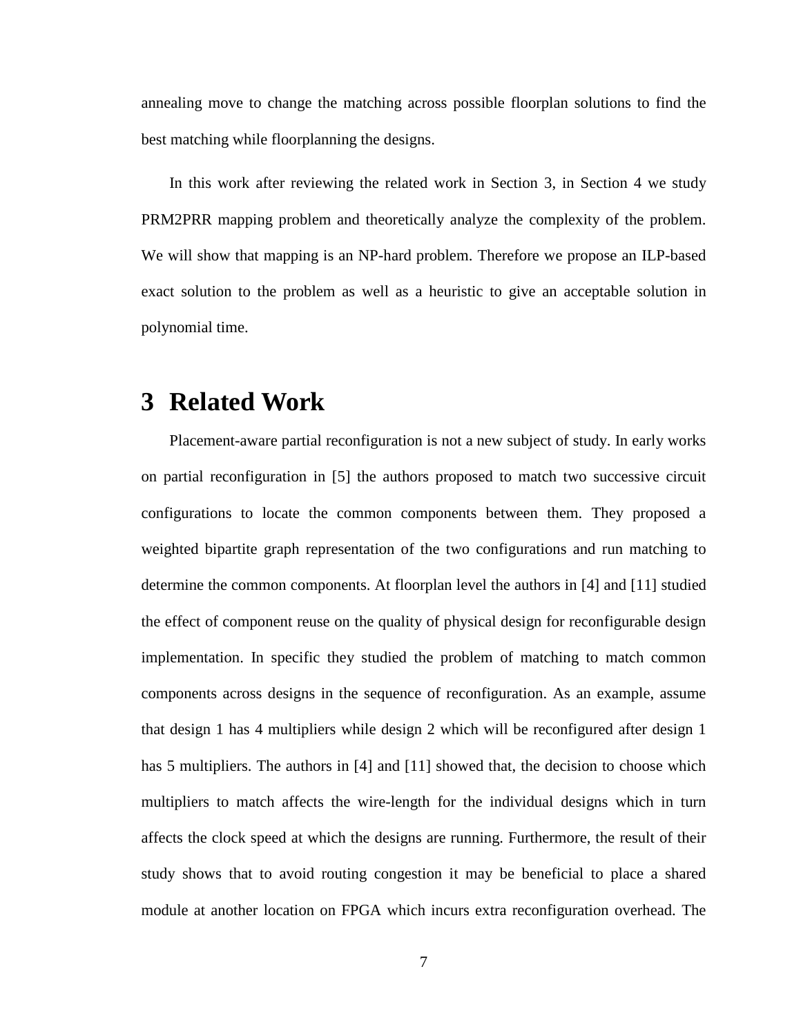annealing move to change the matching across possible floorplan solutions to find the best matching while floorplanning the designs.

In this work after reviewing the related work in Section 3, in Section 4 we study PRM2PRR mapping problem and theoretically analyze the complexity of the problem. We will show that mapping is an NP-hard problem. Therefore we propose an ILP-based exact solution to the problem as well as a heuristic to give an acceptable solution in polynomial time.

# 3 Related Work

Placement-aware partial reconfiguration is not a new subject of study. In early works on partial reconfiguration in [5] the authors proposed to match two successive circuit configurations to locate the common components between them. They proposed a weighted bipartite graph representation of the two configurations and run matching to determine the common components. At floorplan level the authors in [4] and [11] studied the effect of component reuse on the quality of physical design for reconfigurable design implementation. In specific they studied the problem of matching to match common components across designs in the sequence of reconfiguration. As an example, assume that design 1 has 4 multipliers while design 2 which will be reconfigured after design 1 has 5 multipliers. The authors in [4] and [11] showed that, the decision to choose which multipliers to match affects the wire-length for the individual designs which in turn affects the clock speed at which the designs are running. Furthermore, the result of their study shows that to avoid routing congestion it may be beneficial to place a shared module at another location on FPGA which incurs extra reconfiguration overhead. The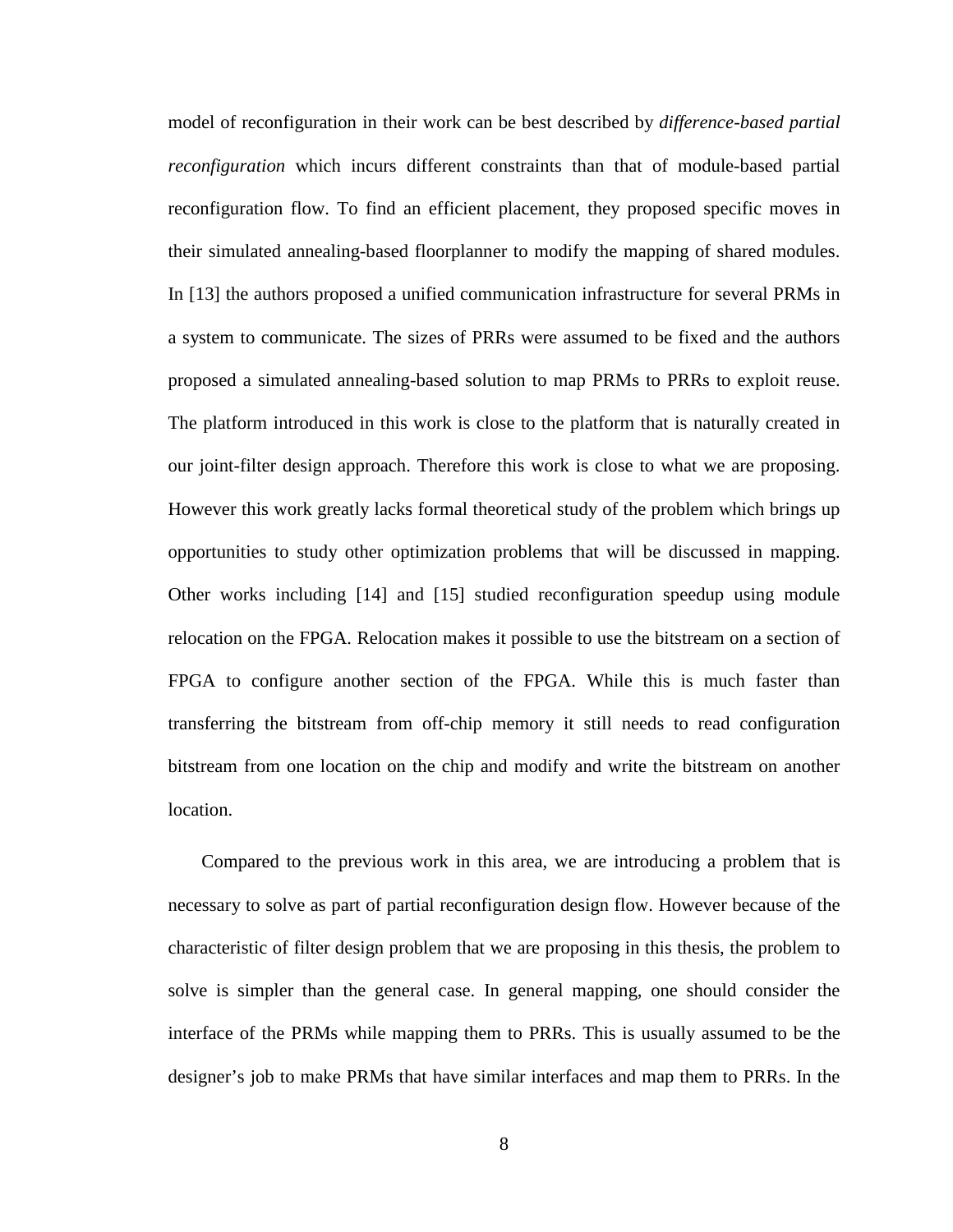model of reconfiguration in their work can be best described by *difference-based partial reconfiguration* which incurs different constraints than that of module-based partial reconfiguration flow. To find an efficient placement, they proposed specific moves in their simulated annealing-based floorplanner to modify the mapping of shared modules. In [13] the authors proposed a unified communication infrastructure for several PRMs in a system to communicate. The sizes of PRRs were assumed to be fixed and the authors proposed a simulated annealing-based solution to map PRMs to PRRs to exploit reuse. The platform introduced in this work is close to the platform that is naturally created in our joint-filter design approach. Therefore this work is close to what we are proposing. However this work greatly lacks formal theoretical study of the problem which brings up opportunities to study other optimization problems that will be discussed in mapping. Other works including [14] and [15] studied reconfiguration speedup using module relocation on the FPGA. Relocation makes it possible to use the bitstream on a section of FPGA to configure another section of the FPGA. While this is much faster than transferring the bitstream from off-chip memory it still needs to read configuration bitstream from one location on the chip and modify and write the bitstream on another location.

Compared to the previous work in this area, we are introducing a problem that is necessary to solve as part of partial reconfiguration design flow. However because of the characteristic of filter design problem that we are proposing in this thesis, the problem to solve is simpler than the general case. In general mapping, one should consider the interface of the PRMs while mapping them to PRRs. This is usually assumed to be the designer's job to make PRMs that have similar interfaces and map them to PRRs. In the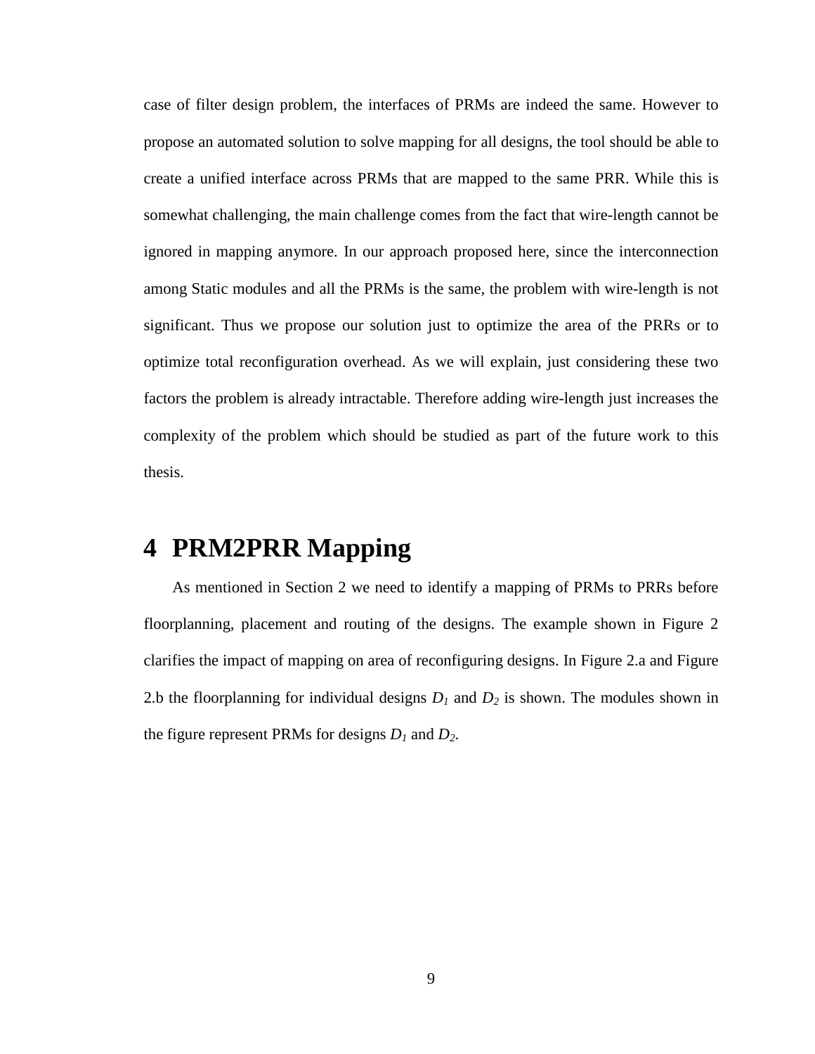case of filter design problem, the interfaces of PRMs are indeed the same. However to propose an automated solution to solve mapping for all designs, the tool should be able to create a unified interface across PRMs that are mapped to the same PRR. While this is somewhat challenging, the main challenge comes from the fact that wire-length cannot be ignored in mapping anymore. In our approach proposed here, since the interconnection among Static modules and all the PRMs is the same, the problem with wire-length is not significant. Thus we propose our solution just to optimize the area of the PRRs or to optimize total reconfiguration overhead. As we will explain, just considering these two factors the problem is already intractable. Therefore adding wire-length just increases the complexity of the problem which should be studied as part of the future work to this thesis.

# 4 PRM2PRR Mapping

As mentioned in Section 2 we need to identify a mapping of PRMs to PRRs before floorplanning, placement and routing of the designs. The example shown in Figure 2 clarifies the impact of mapping on area of reconfiguring designs. In Figure 2.a and Figure 2.b the floorplanning for individual designs $D_1$ and $D_2$ is shown. The modules shown in the figure represent PRMs for designs $D_1$ and $D_2$.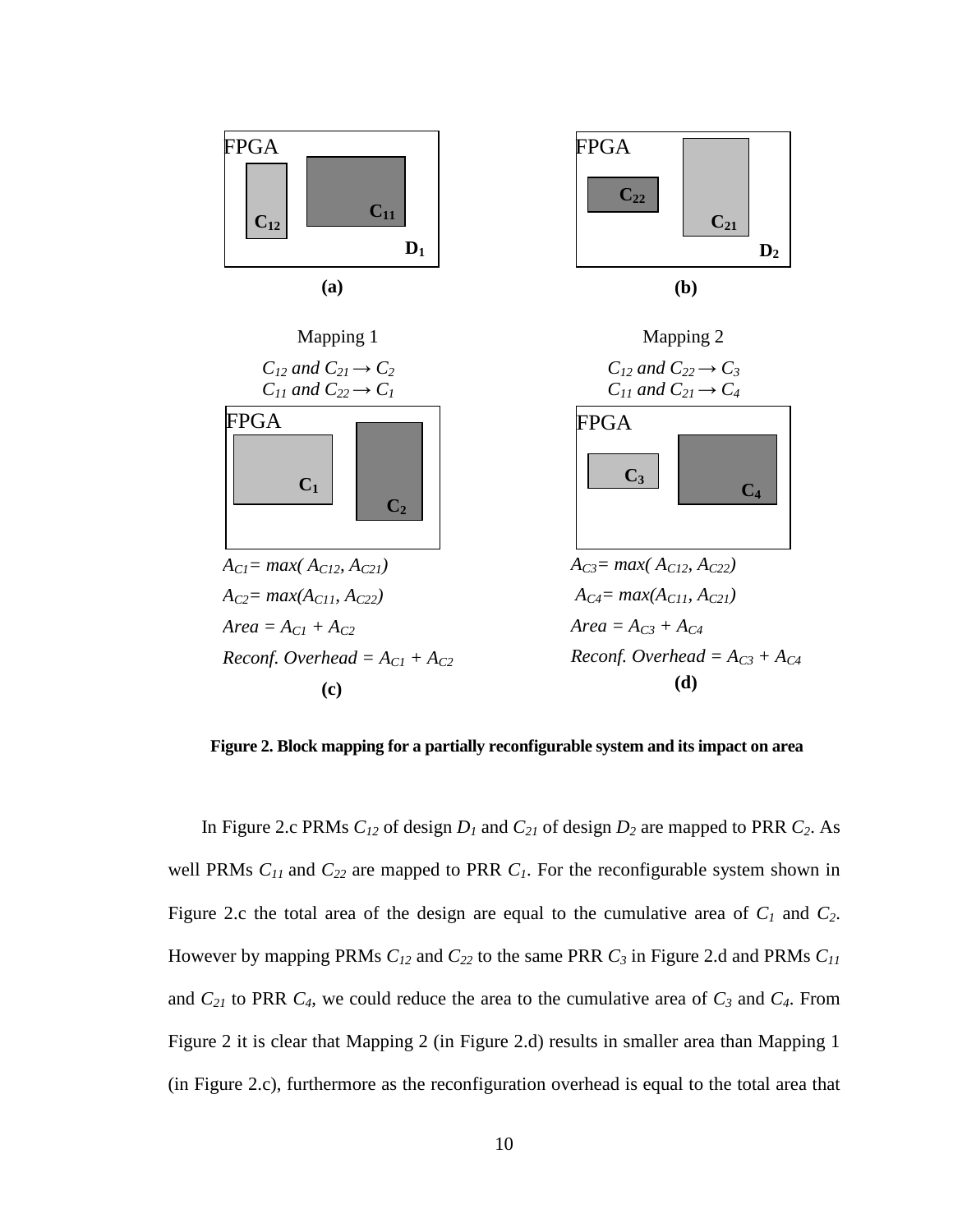FPGA

$C_{12}$ $C_{11}$ $D_1$

**(a)**

FPGA

$C_{22}$ $C_{21}$ $D_2$

**(b)**

Mapping 1

$C_{12}$ *and* $C_{21} \rightarrow C_2$
$C_{11}$ *and* $C_{22} \rightarrow C_1$

FPGA

$C_1$ $C_2$

$A_{C1} = max(A_{C12}, A_{C21})$

$A_{C2} = max(A_{C11}, A_{C22})$

$Area = A_{C1} + A_{C2}$

*Reconf. Overhead* $= A_{C1} + A_{C2}$

**(c)**

Mapping 2

$C_{12}$ *and* $C_{22} \rightarrow C_3$
$C_{11}$ *and* $C_{21} \rightarrow C_4$

FPGA

$C_3$ $C_4$

$A_{C3} = max(A_{C12}, A_{C22})$

$A_{C4} = max(A_{C11}, A_{C21})$

$Area = A_{C3} + A_{C4}$

*Reconf. Overhead* $= A_{C3} + A_{C4}$

**(d)**

**Figure 2. Block mapping for a partially reconfigurable system and its impact on area**

In Figure 2.c PRMs $C_{12}$ of design $D_1$ and $C_{21}$ of design $D_2$ are mapped to PRR $C_2$. As well PRMs $C_{11}$ and $C_{22}$ are mapped to PRR $C_1$. For the reconfigurable system shown in Figure 2.c the total area of the design are equal to the cumulative area of $C_1$ and $C_2$. However by mapping PRMs $C_{12}$ and $C_{22}$ to the same PRR $C_3$ in Figure 2.d and PRMs $C_{11}$ and $C_{21}$ to PRR $C_4$, we could reduce the area to the cumulative area of $C_3$ and $C_4$. From Figure 2 it is clear that Mapping 2 (in Figure 2.d) results in smaller area than Mapping 1 (in Figure 2.c), furthermore as the reconfiguration overhead is equal to the total area that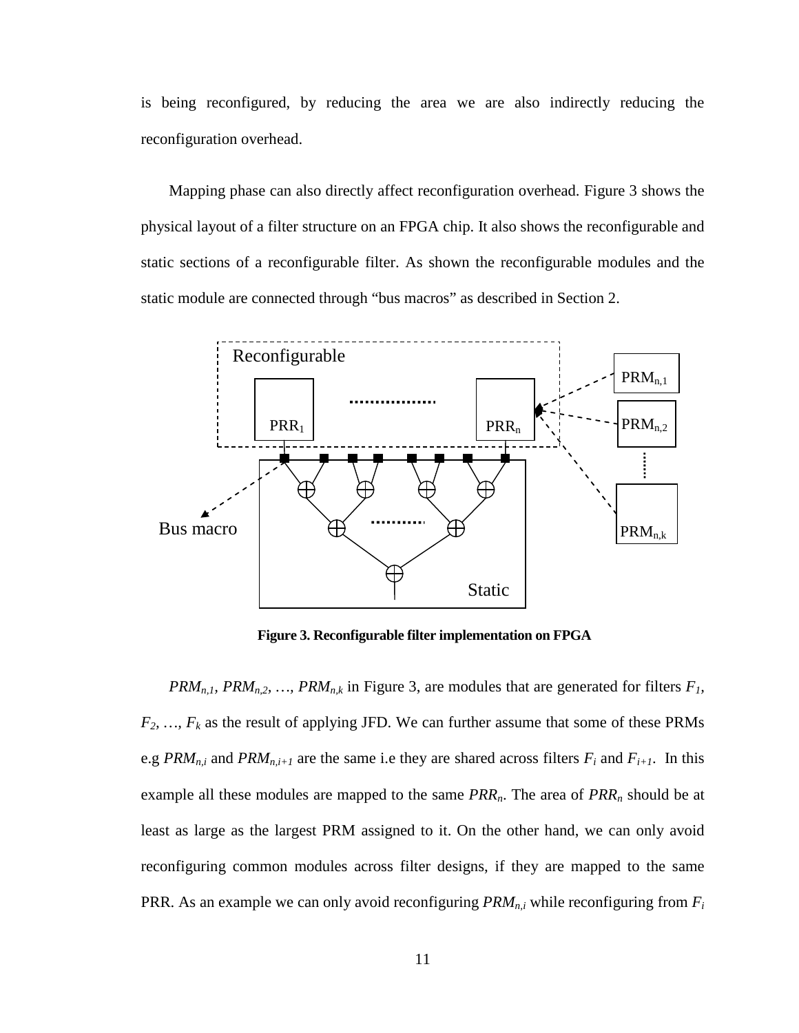is being reconfigured, by reducing the area we are also indirectly reducing the reconfiguration overhead.

Mapping phase can also directly affect reconfiguration overhead. Figure 3 shows the physical layout of a filter structure on an FPGA chip. It also shows the reconfigurable and static sections of a reconfigurable filter. As shown the reconfigurable modules and the static module are connected through "bus macros" as described in Section 2.

**Figure 3. Reconfigurable filter implementation on FPGA**

$PRM_{n,1}$, $PRM_{n,2}$, …, $PRM_{n,k}$ in Figure 3, are modules that are generated for filters $F_1$, $F_2$, …, $F_k$ as the result of applying JFD. We can further assume that some of these PRMs e.g $PRM_{n,i}$ and $PRM_{n,i+1}$ are the same i.e they are shared across filters $F_i$ and $F_{i+1}$. In this example all these modules are mapped to the same $PRR_n$. The area of $PRR_n$ should be at least as large as the largest PRM assigned to it. On the other hand, we can only avoid reconfiguring common modules across filter designs, if they are mapped to the same PRR. As an example we can only avoid reconfiguring $PRM_{n,i}$ while reconfiguring from $F_i$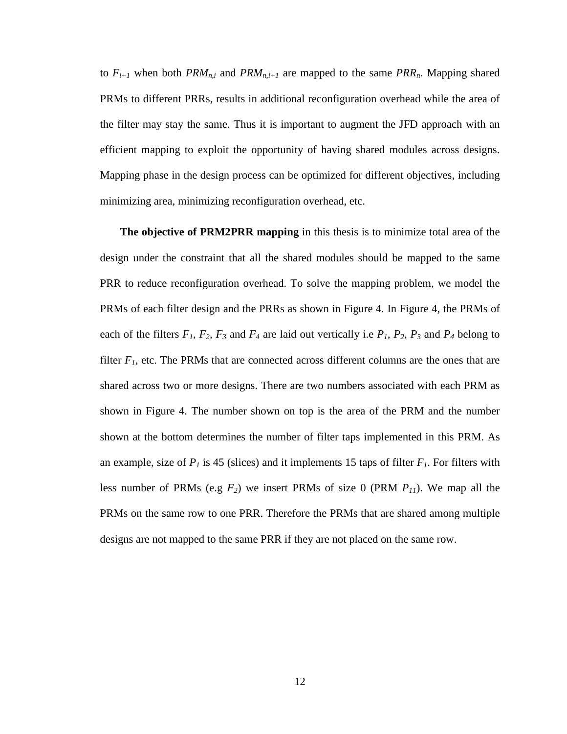to $F_{i+1}$ when both $PRM_{n,i}$ and $PRM_{n,i+1}$ are mapped to the same $PRR_n$. Mapping shared PRMs to different PRRs, results in additional reconfiguration overhead while the area of the filter may stay the same. Thus it is important to augment the JFD approach with an efficient mapping to exploit the opportunity of having shared modules across designs. Mapping phase in the design process can be optimized for different objectives, including minimizing area, minimizing reconfiguration overhead, etc.

**The objective of PRM2PRR mapping** in this thesis is to minimize total area of the design under the constraint that all the shared modules should be mapped to the same PRR to reduce reconfiguration overhead. To solve the mapping problem, we model the PRMs of each filter design and the PRRs as shown in Figure 4. In Figure 4, the PRMs of each of the filters $F_1$, $F_2$, $F_3$ and $F_4$ are laid out vertically i.e $P_1$, $P_2$, $P_3$ and $P_4$ belong to filter $F_1$, etc. The PRMs that are connected across different columns are the ones that are shared across two or more designs. There are two numbers associated with each PRM as shown in Figure 4. The number shown on top is the area of the PRM and the number shown at the bottom determines the number of filter taps implemented in this PRM. As an example, size of $P_1$ is 45 (slices) and it implements 15 taps of filter $F_1$. For filters with less number of PRMs (e.g $F_2$) we insert PRMs of size 0 (PRM $P_{11}$). We map all the PRMs on the same row to one PRR. Therefore the PRMs that are shared among multiple designs are not mapped to the same PRR if they are not placed on the same row.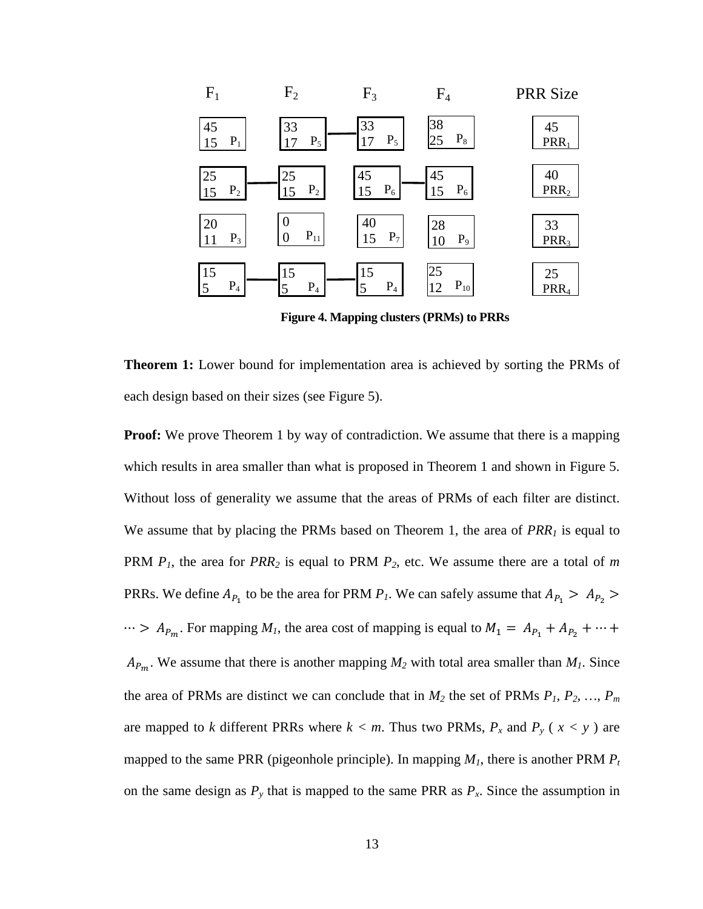| $F_1$ | $F_2$ | $F_3$ | $F_4$ | PRR Size |
|---|---|---|---|---|
| 45, 15, $P_1$ | 33, 17, $P_5$ | 33, 17, $P_5$ | 38, 25, $P_8$ | 45, $PRR_1$ |
| 25, 15, $P_2$ | 25, 15, $P_2$ | 45, 15, $P_6$ | 45, 15, $P_6$ | 40, $PRR_2$ |
| 20, 11, $P_3$ | 0, 0, $P_{11}$ | 40, 15, $P_7$ | 28, 10, $P_9$ | 33, $PRR_3$ |
| 15, 5, $P_4$ | 15, 5, $P_4$ | 15, 5, $P_4$ | 25, 12, $P_{10}$ | 25, $PRR_4$ |

**Figure 4. Mapping clusters (PRMs) to PRRs**

**Theorem 1:** Lower bound for implementation area is achieved by sorting the PRMs of each design based on their sizes (see Figure 5).

**Proof:** We prove Theorem 1 by way of contradiction. We assume that there is a mapping which results in area smaller than what is proposed in Theorem 1 and shown in Figure 5. Without loss of generality we assume that the areas of PRMs of each filter are distinct. We assume that by placing the PRMs based on Theorem 1, the area of $PRR_1$ is equal to PRM $P_1$, the area for $PRR_2$ is equal to PRM $P_2$, etc. We assume there are a total of $m$ PRRs. We define $A_{P_1}$ to be the area for PRM $P_1$. We can safely assume that $A_{P_1} > A_{P_2} > \cdots > A_{P_m}$. For mapping $M_1$, the area cost of mapping is equal to $M_1 = A_{P_1} + A_{P_2} + \cdots + A_{P_m}$. We assume that there is another mapping $M_2$ with total area smaller than $M_1$. Since the area of PRMs are distinct we can conclude that in $M_2$ the set of PRMs $P_1, P_2, \ldots, P_m$ are mapped to $k$ different PRRs where $k < m$. Thus two PRMs, $P_x$ and $P_y$ ( $x < y$ ) are mapped to the same PRR (pigeonhole principle). In mapping $M_1$, there is another PRM $P_t$ on the same design as $P_y$ that is mapped to the same PRR as $P_x$. Since the assumption in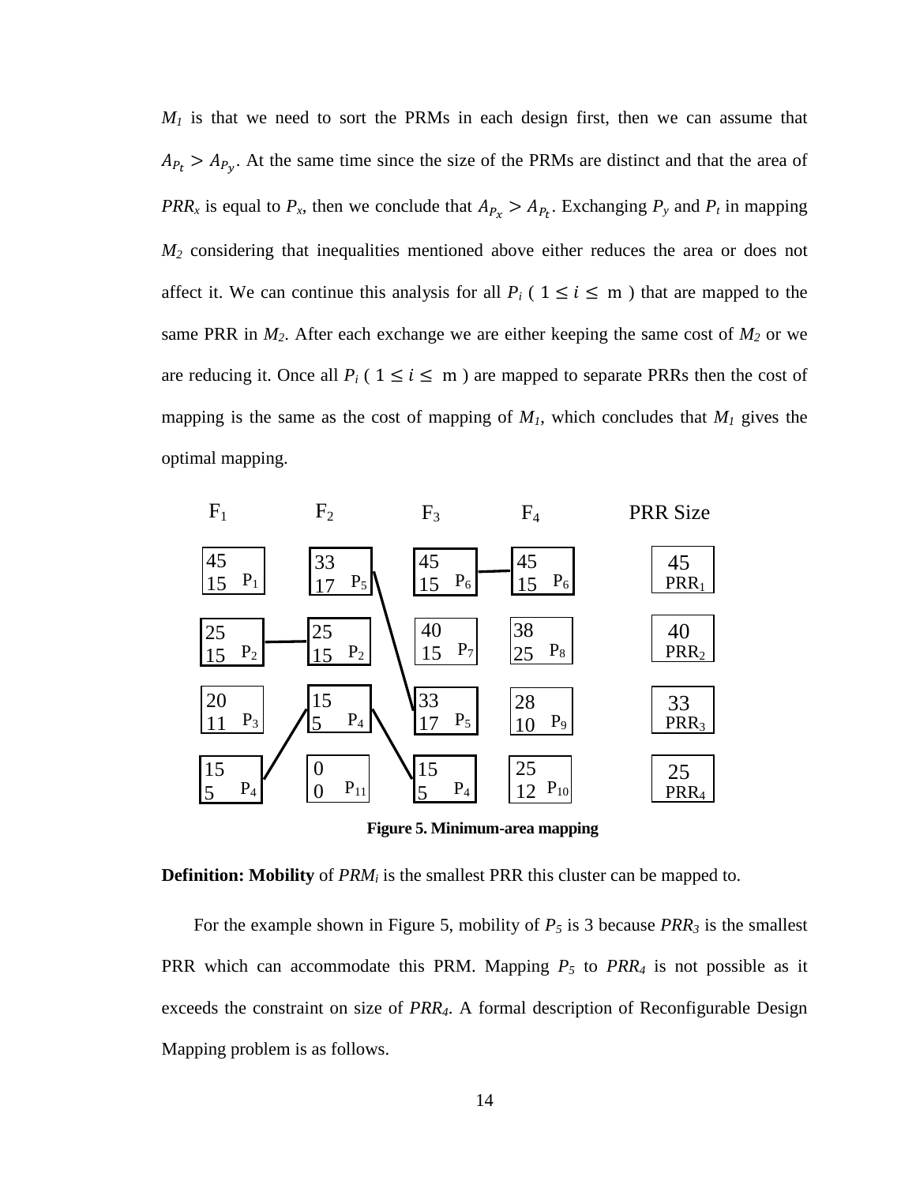$M_1$ is that we need to sort the PRMs in each design first, then we can assume that $A_{P_t} > A_{P_y}$. At the same time since the size of the PRMs are distinct and that the area of $PRR_x$ is equal to $P_x$, then we conclude that $A_{P_x} > A_{P_t}$. Exchanging $P_y$ and $P_t$ in mapping $M_2$ considering that inequalities mentioned above either reduces the area or does not affect it. We can continue this analysis for all $P_i$ ( $1 \leq i \leq$ m ) that are mapped to the same PRR in $M_2$. After each exchange we are either keeping the same cost of $M_2$ or we are reducing it. Once all $P_i$ ( $1 \leq i \leq$ m ) are mapped to separate PRRs then the cost of mapping is the same as the cost of mapping of $M_1$, which concludes that $M_1$ gives the optimal mapping.

| $F_1$ | $F_2$ | $F_3$ | $F_4$ | PRR Size |
|---|---|---|---|---|
| 45, 15 $P_1$ | 33, 17 $P_5$ | 45, 15 $P_6$ | 45, 15 $P_6$ | 45 $PRR_1$ |
| 25, 15 $P_2$ | 25, 15 $P_2$ | 40, 15 $P_7$ | 38, 25 $P_8$ | 40 $PRR_2$ |
| 20, 11 $P_3$ | 15, 5 $P_4$ | 33, 17 $P_5$ | 28, 10 $P_9$ | 33 $PRR_3$ |
| 15, 5 $P_4$ | 0, 0 $P_{11}$ | 15, 5 $P_4$ | 25, 12 $P_{10}$ | 25 $PRR_4$ |

**Figure 5. Minimum-area mapping**

**Definition: Mobility** of $PRM_i$ is the smallest PRR this cluster can be mapped to.

For the example shown in Figure 5, mobility of $P_5$ is 3 because $PRR_3$ is the smallest PRR which can accommodate this PRM. Mapping $P_5$ to $PRR_4$ is not possible as it exceeds the constraint on size of $PRR_4$. A formal description of Reconfigurable Design Mapping problem is as follows.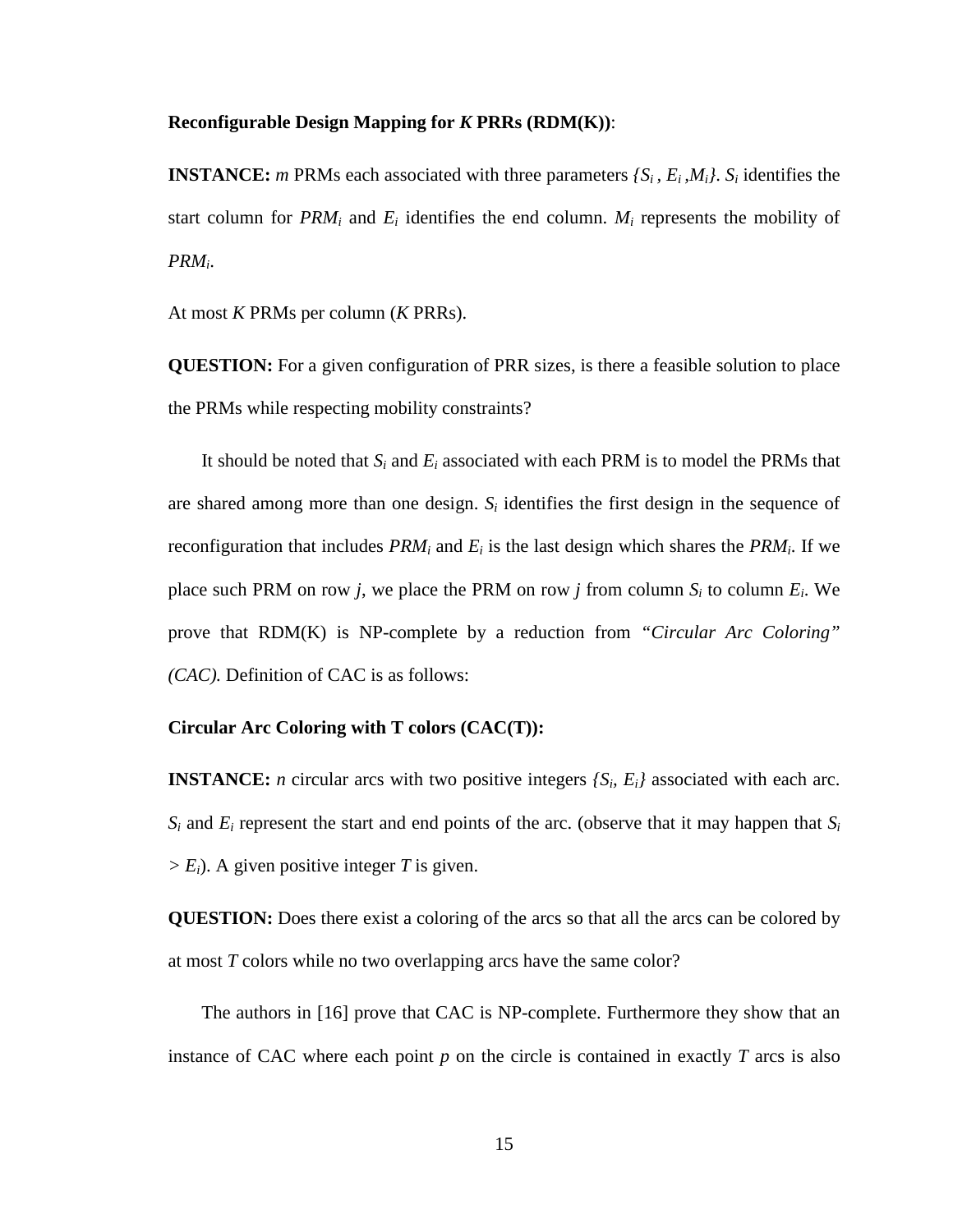**Reconfigurable Design Mapping for *K* PRRs (RDM(K))**:

**INSTANCE:** *m* PRMs each associated with three parameters $\{S_i, E_i, M_i\}$. $S_i$ identifies the start column for $PRM_i$ and $E_i$ identifies the end column. $M_i$ represents the mobility of $PRM_i$.

At most *K* PRMs per column (*K* PRRs).

**QUESTION:** For a given configuration of PRR sizes, is there a feasible solution to place the PRMs while respecting mobility constraints?

It should be noted that $S_i$ and $E_i$ associated with each PRM is to model the PRMs that are shared among more than one design. $S_i$ identifies the first design in the sequence of reconfiguration that includes $PRM_i$ and $E_i$ is the last design which shares the $PRM_i$. If we place such PRM on row *j*, we place the PRM on row *j* from column $S_i$ to column $E_i$. We prove that RDM(K) is NP-complete by a reduction from *"Circular Arc Coloring" (CAC).* Definition of CAC is as follows:

**Circular Arc Coloring with T colors (CAC(T)):**

**INSTANCE:** *n* circular arcs with two positive integers $\{S_i, E_i\}$ associated with each arc. $S_i$ and $E_i$ represent the start and end points of the arc. (observe that it may happen that $S_i > E_i$). A given positive integer *T* is given.

**QUESTION:** Does there exist a coloring of the arcs so that all the arcs can be colored by at most *T* colors while no two overlapping arcs have the same color?

The authors in [16] prove that CAC is NP-complete. Furthermore they show that an instance of CAC where each point *p* on the circle is contained in exactly *T* arcs is also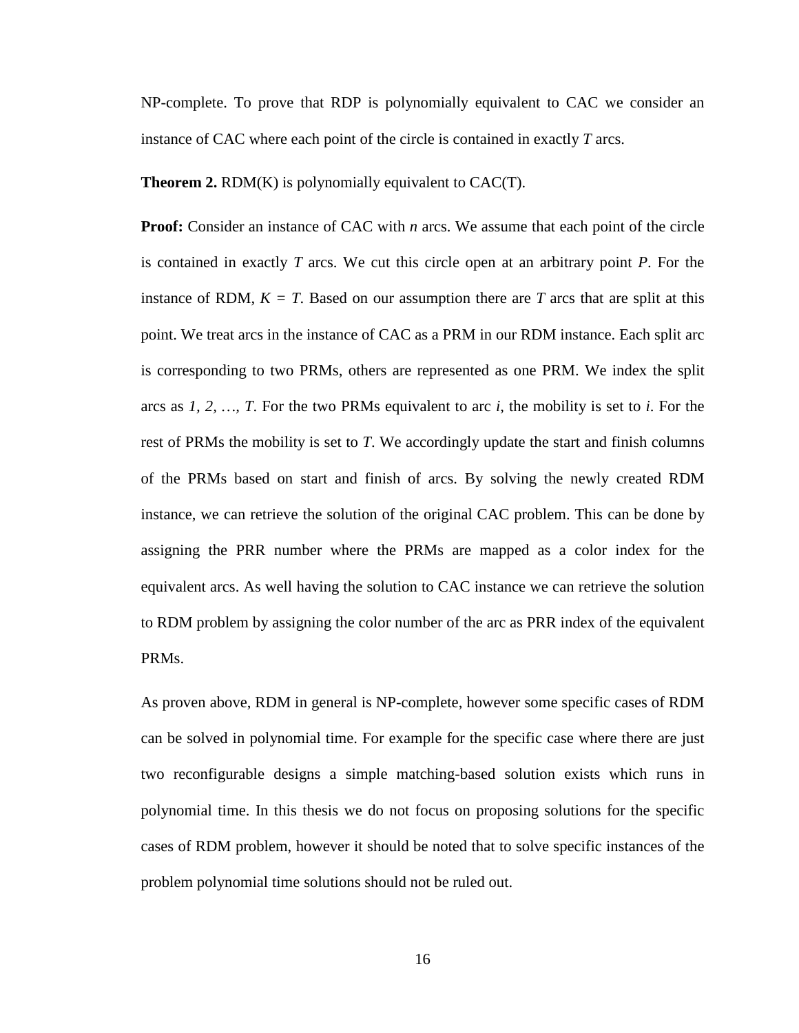NP-complete. To prove that RDP is polynomially equivalent to CAC we consider an instance of CAC where each point of the circle is contained in exactly $T$ arcs.

**Theorem 2.** RDM(K) is polynomially equivalent to CAC(T).

**Proof:** Consider an instance of CAC with $n$ arcs. We assume that each point of the circle is contained in exactly $T$ arcs. We cut this circle open at an arbitrary point $P$. For the instance of RDM, $K = T$. Based on our assumption there are $T$ arcs that are split at this point. We treat arcs in the instance of CAC as a PRM in our RDM instance. Each split arc is corresponding to two PRMs, others are represented as one PRM. We index the split arcs as $1, 2, \ldots, T$. For the two PRMs equivalent to arc $i$, the mobility is set to $i$. For the rest of PRMs the mobility is set to $T$. We accordingly update the start and finish columns of the PRMs based on start and finish of arcs. By solving the newly created RDM instance, we can retrieve the solution of the original CAC problem. This can be done by assigning the PRR number where the PRMs are mapped as a color index for the equivalent arcs. As well having the solution to CAC instance we can retrieve the solution to RDM problem by assigning the color number of the arc as PRR index of the equivalent PRMs.

As proven above, RDM in general is NP-complete, however some specific cases of RDM can be solved in polynomial time. For example for the specific case where there are just two reconfigurable designs a simple matching-based solution exists which runs in polynomial time. In this thesis we do not focus on proposing solutions for the specific cases of RDM problem, however it should be noted that to solve specific instances of the problem polynomial time solutions should not be ruled out.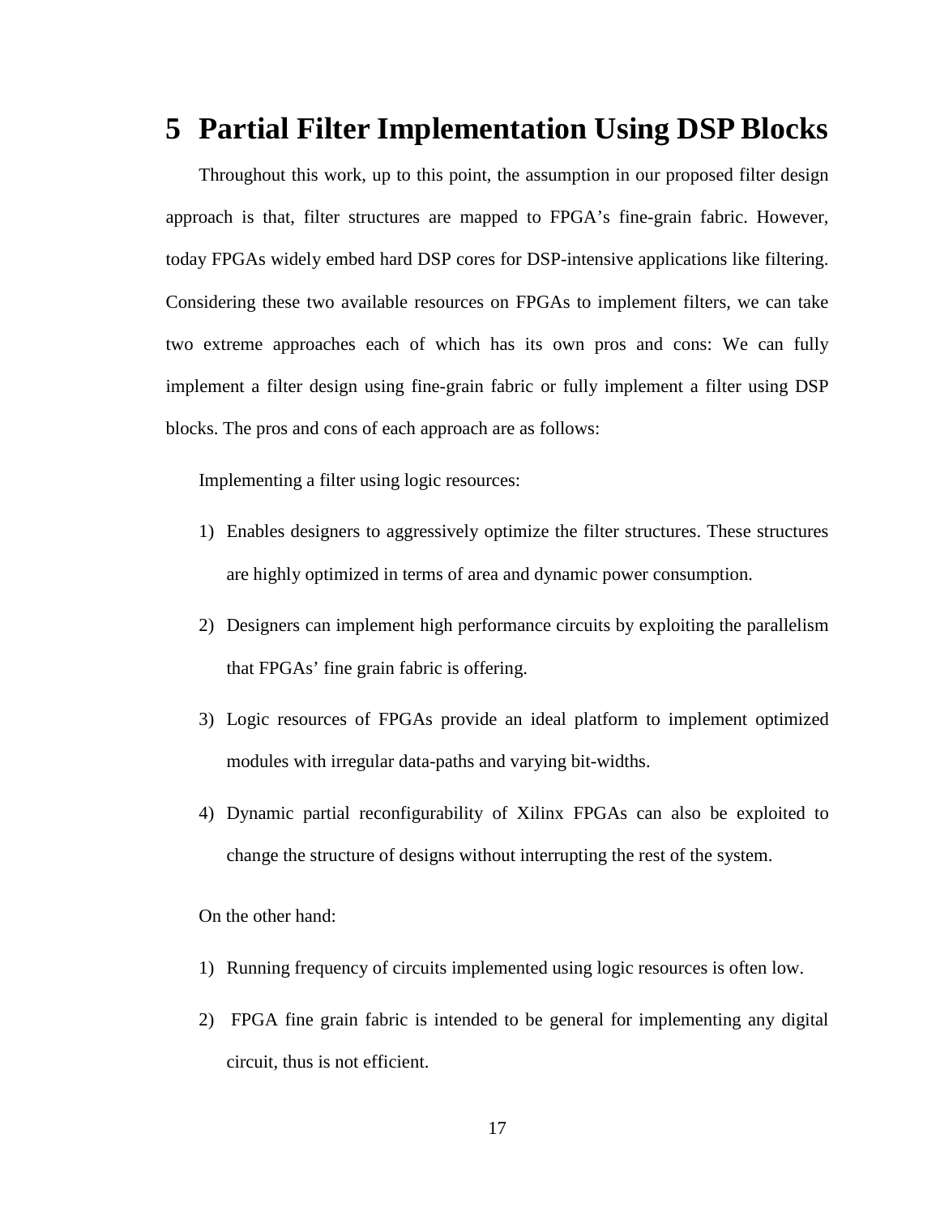# 5 Partial Filter Implementation Using DSP Blocks

Throughout this work, up to this point, the assumption in our proposed filter design approach is that, filter structures are mapped to FPGA's fine-grain fabric. However, today FPGAs widely embed hard DSP cores for DSP-intensive applications like filtering. Considering these two available resources on FPGAs to implement filters, we can take two extreme approaches each of which has its own pros and cons: We can fully implement a filter design using fine-grain fabric or fully implement a filter using DSP blocks. The pros and cons of each approach are as follows:

Implementing a filter using logic resources:

1) Enables designers to aggressively optimize the filter structures. These structures are highly optimized in terms of area and dynamic power consumption.
2) Designers can implement high performance circuits by exploiting the parallelism that FPGAs' fine grain fabric is offering.
3) Logic resources of FPGAs provide an ideal platform to implement optimized modules with irregular data-paths and varying bit-widths.
4) Dynamic partial reconfigurability of Xilinx FPGAs can also be exploited to change the structure of designs without interrupting the rest of the system.

On the other hand:

1) Running frequency of circuits implemented using logic resources is often low.
2) FPGA fine grain fabric is intended to be general for implementing any digital circuit, thus is not efficient.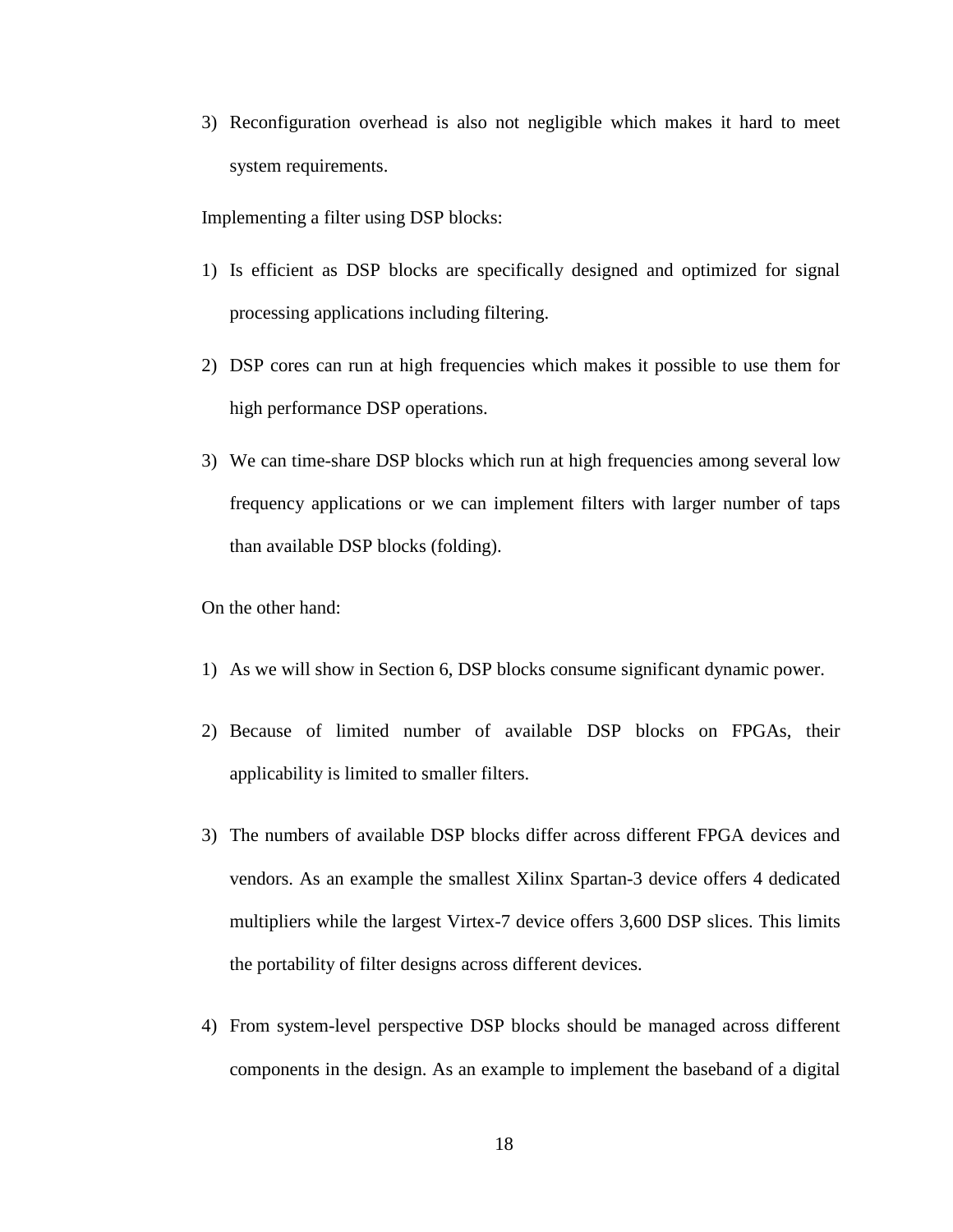3) Reconfiguration overhead is also not negligible which makes it hard to meet system requirements.

Implementing a filter using DSP blocks:

1) Is efficient as DSP blocks are specifically designed and optimized for signal processing applications including filtering.
2) DSP cores can run at high frequencies which makes it possible to use them for high performance DSP operations.
3) We can time-share DSP blocks which run at high frequencies among several low frequency applications or we can implement filters with larger number of taps than available DSP blocks (folding).

On the other hand:

1) As we will show in Section 6, DSP blocks consume significant dynamic power.
2) Because of limited number of available DSP blocks on FPGAs, their applicability is limited to smaller filters.
3) The numbers of available DSP blocks differ across different FPGA devices and vendors. As an example the smallest Xilinx Spartan-3 device offers 4 dedicated multipliers while the largest Virtex-7 device offers 3,600 DSP slices. This limits the portability of filter designs across different devices.
4) From system-level perspective DSP blocks should be managed across different components in the design. As an example to implement the baseband of a digital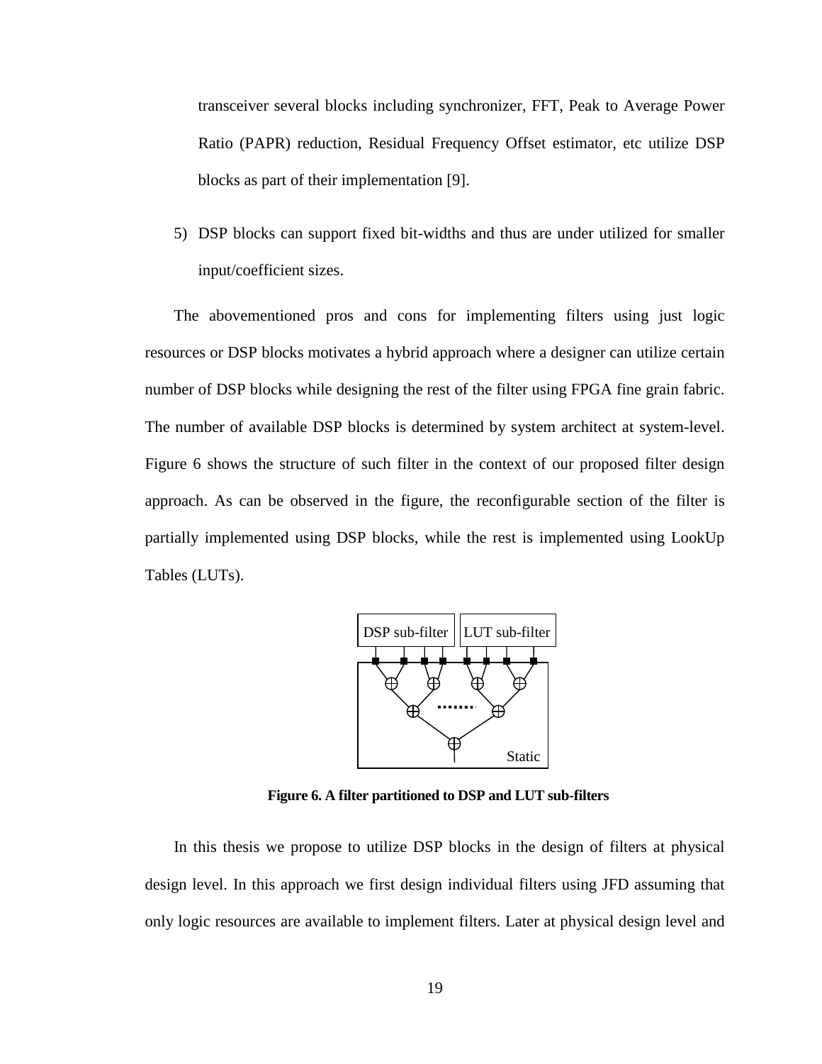transceiver several blocks including synchronizer, FFT, Peak to Average Power Ratio (PAPR) reduction, Residual Frequency Offset estimator, etc utilize DSP blocks as part of their implementation [9].

5) DSP blocks can support fixed bit-widths and thus are under utilized for smaller input/coefficient sizes.

The abovementioned pros and cons for implementing filters using just logic resources or DSP blocks motivates a hybrid approach where a designer can utilize certain number of DSP blocks while designing the rest of the filter using FPGA fine grain fabric. The number of available DSP blocks is determined by system architect at system-level. Figure 6 shows the structure of such filter in the context of our proposed filter design approach. As can be observed in the figure, the reconfigurable section of the filter is partially implemented using DSP blocks, while the rest is implemented using LookUp Tables (LUTs).

DSP sub-filter | LUT sub-filter | Static

**Figure 6. A filter partitioned to DSP and LUT sub-filters**

In this thesis we propose to utilize DSP blocks in the design of filters at physical design level. In this approach we first design individual filters using JFD assuming that only logic resources are available to implement filters. Later at physical design level and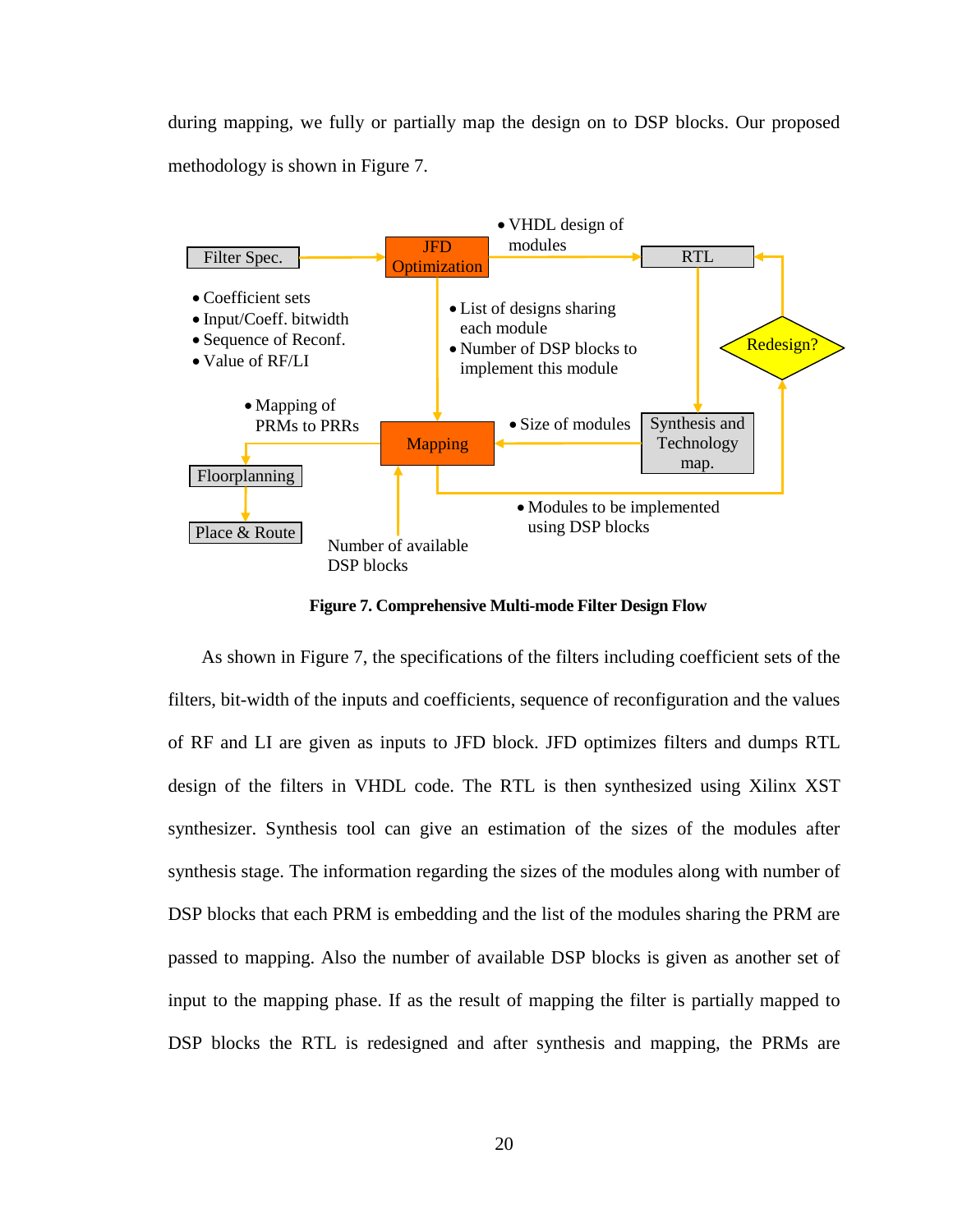during mapping, we fully or partially map the design on to DSP blocks. Our proposed methodology is shown in Figure 7.

Figure 7. Comprehensive Multi-mode Filter Design Flow

As shown in Figure 7, the specifications of the filters including coefficient sets of the filters, bit-width of the inputs and coefficients, sequence of reconfiguration and the values of RF and LI are given as inputs to JFD block. JFD optimizes filters and dumps RTL design of the filters in VHDL code. The RTL is then synthesized using Xilinx XST synthesizer. Synthesis tool can give an estimation of the sizes of the modules after synthesis stage. The information regarding the sizes of the modules along with number of DSP blocks that each PRM is embedding and the list of the modules sharing the PRM are passed to mapping. Also the number of available DSP blocks is given as another set of input to the mapping phase. If as the result of mapping the filter is partially mapped to DSP blocks the RTL is redesigned and after synthesis and mapping, the PRMs are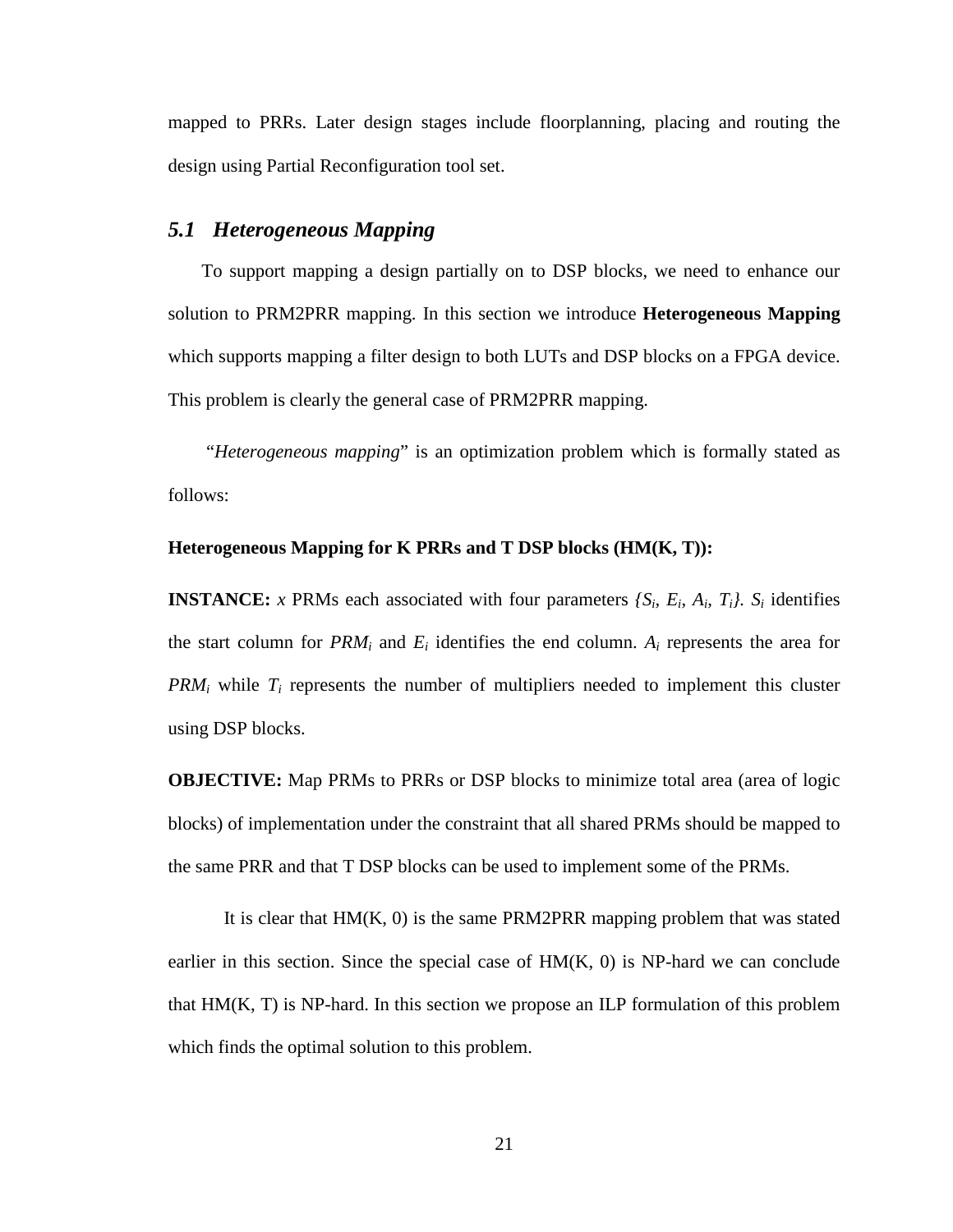mapped to PRRs. Later design stages include floorplanning, placing and routing the design using Partial Reconfiguration tool set.

## *5.1 Heterogeneous Mapping*

To support mapping a design partially on to DSP blocks, we need to enhance our solution to PRM2PRR mapping. In this section we introduce **Heterogeneous Mapping** which supports mapping a filter design to both LUTs and DSP blocks on a FPGA device. This problem is clearly the general case of PRM2PRR mapping.

"*Heterogeneous mapping*" is an optimization problem which is formally stated as follows:

**Heterogeneous Mapping for K PRRs and T DSP blocks (HM(K, T)):**

**INSTANCE:** $x$ PRMs each associated with four parameters $\{S_i, E_i, A_i, T_i\}$. $S_i$ identifies the start column for $PRM_i$ and $E_i$ identifies the end column. $A_i$ represents the area for $PRM_i$ while $T_i$ represents the number of multipliers needed to implement this cluster using DSP blocks.

**OBJECTIVE:** Map PRMs to PRRs or DSP blocks to minimize total area (area of logic blocks) of implementation under the constraint that all shared PRMs should be mapped to the same PRR and that T DSP blocks can be used to implement some of the PRMs.

It is clear that HM(K, 0) is the same PRM2PRR mapping problem that was stated earlier in this section. Since the special case of HM(K, 0) is NP-hard we can conclude that HM(K, T) is NP-hard. In this section we propose an ILP formulation of this problem which finds the optimal solution to this problem.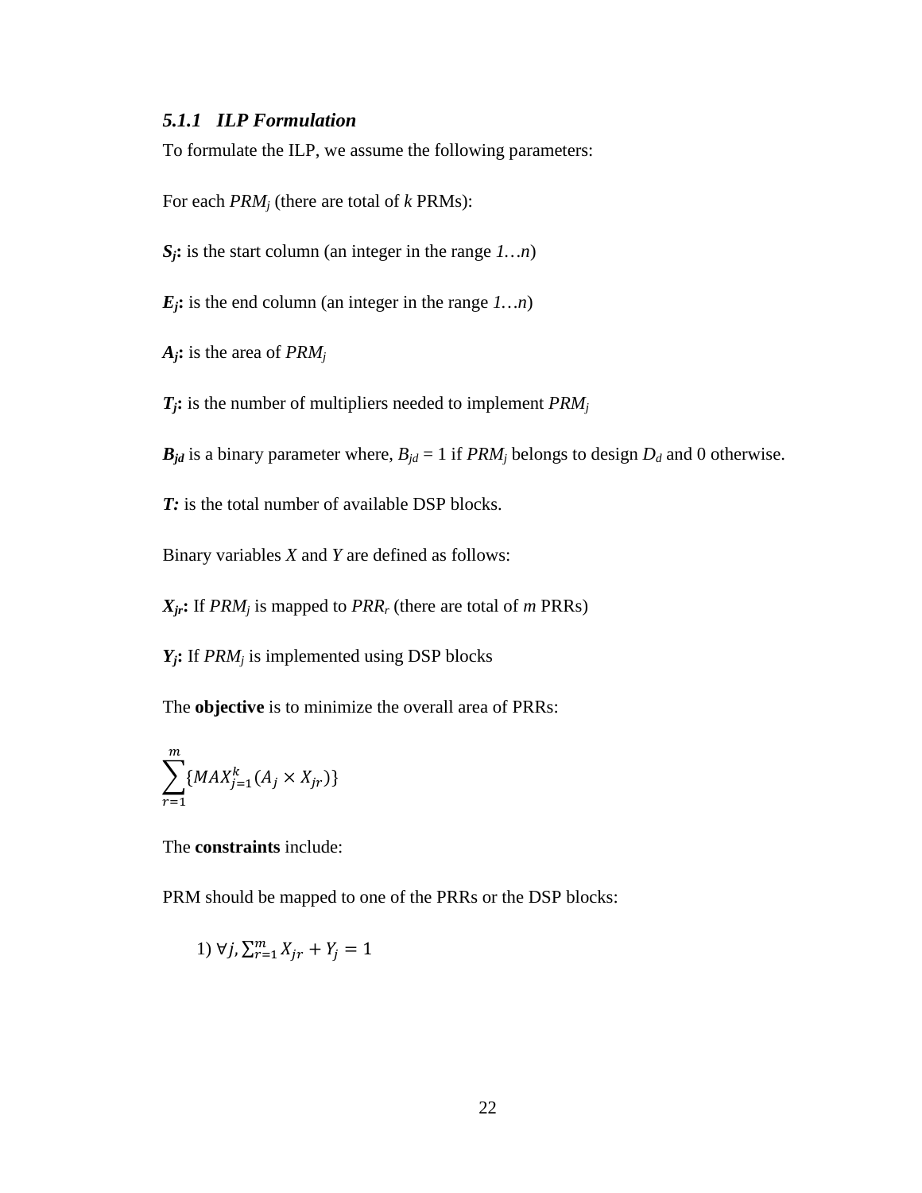### *5.1.1 ILP Formulation*

To formulate the ILP, we assume the following parameters:

For each $PRM_j$ (there are total of *k* PRMs):

**$S_j$:** is the start column (an integer in the range *1…n*)

**$E_j$:** is the end column (an integer in the range *1…n*)

**$A_j$:** is the area of $PRM_j$

**$T_j$:** is the number of multipliers needed to implement $PRM_j$

**$B_{jd}$** is a binary parameter where, $B_{jd} = 1$ if $PRM_j$ belongs to design $D_d$ and 0 otherwise.

***T:*** is the total number of available DSP blocks.

Binary variables *X* and *Y* are defined as follows:

**$X_{jr}$:** If $PRM_j$ is mapped to $PRR_r$ (there are total of *m* PRRs)

**$Y_j$:** If $PRM_j$ is implemented using DSP blocks

The **objective** is to minimize the overall area of PRRs:

$$\sum_{r=1}^{m} \{MAX_{j=1}^{k}(A_j \times X_{jr})\}$$

The **constraints** include:

PRM should be mapped to one of the PRRs or the DSP blocks:

1) $\forall j, \sum_{r=1}^{m} X_{jr} + Y_j = 1$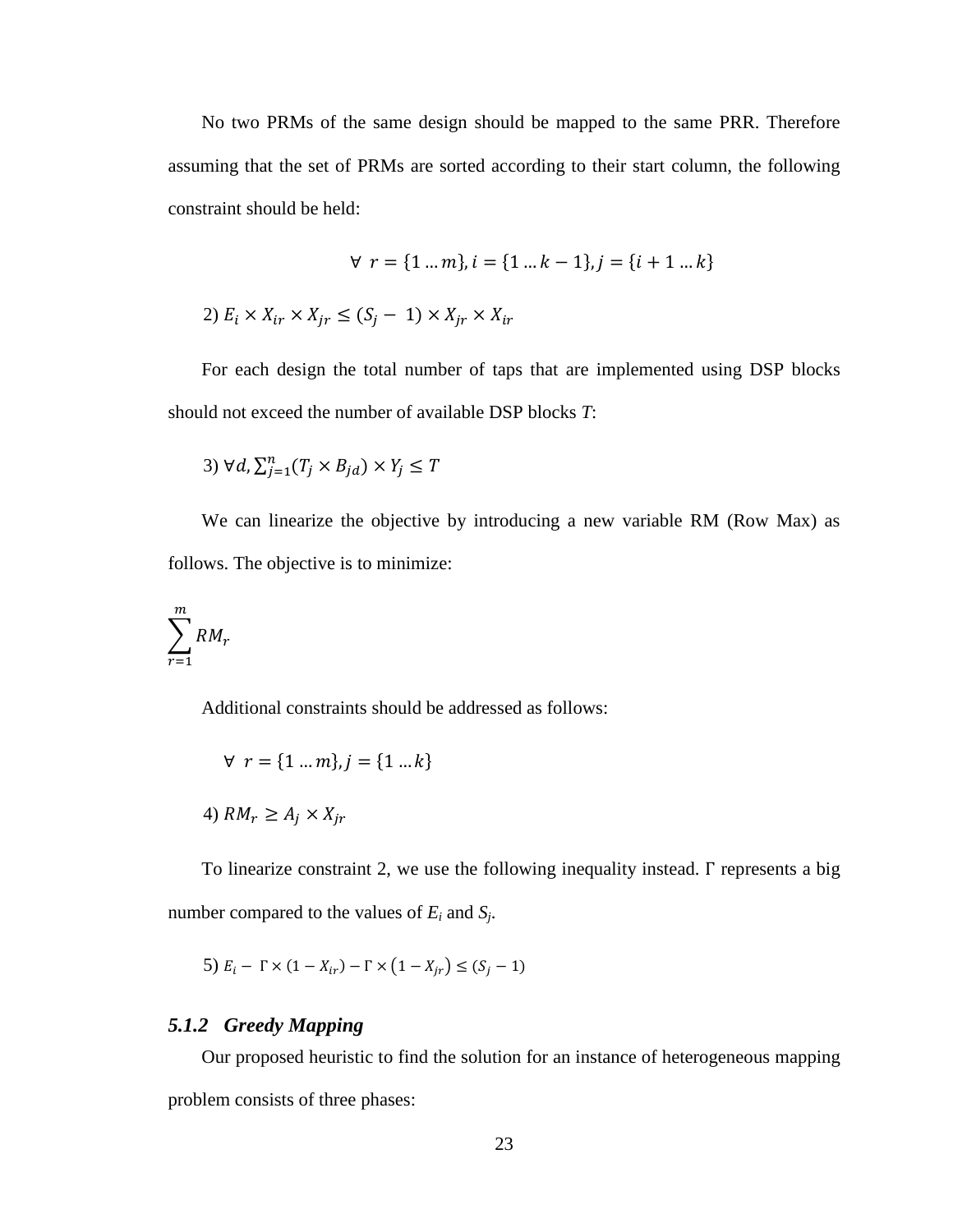No two PRMs of the same design should be mapped to the same PRR. Therefore assuming that the set of PRMs are sorted according to their start column, the following constraint should be held:

$$\forall \; r = \{1 \dots m\}, i = \{1 \dots k-1\}, j = \{i+1 \dots k\}$$

2) $E_i \times X_{ir} \times X_{jr} \leq (S_j - 1) \times X_{jr} \times X_{ir}$

For each design the total number of taps that are implemented using DSP blocks should not exceed the number of available DSP blocks *T*:

3) $\forall d, \sum_{j=1}^{n} (T_j \times B_{jd}) \times Y_j \leq T$

We can linearize the objective by introducing a new variable RM (Row Max) as follows. The objective is to minimize:

$$\sum_{r=1}^{m} RM_r$$

Additional constraints should be addressed as follows:

$$\forall \; r = \{1 \dots m\}, j = \{1 \dots k\}$$

4) $RM_r \geq A_j \times X_{jr}$

To linearize constraint 2, we use the following inequality instead. $\Gamma$ represents a big number compared to the values of $E_i$ and $S_j$.

5) $E_i - \Gamma \times (1 - X_{ir}) - \Gamma \times (1 - X_{jr}) \leq (S_j - 1)$

### *5.1.2 Greedy Mapping*

Our proposed heuristic to find the solution for an instance of heterogeneous mapping problem consists of three phases: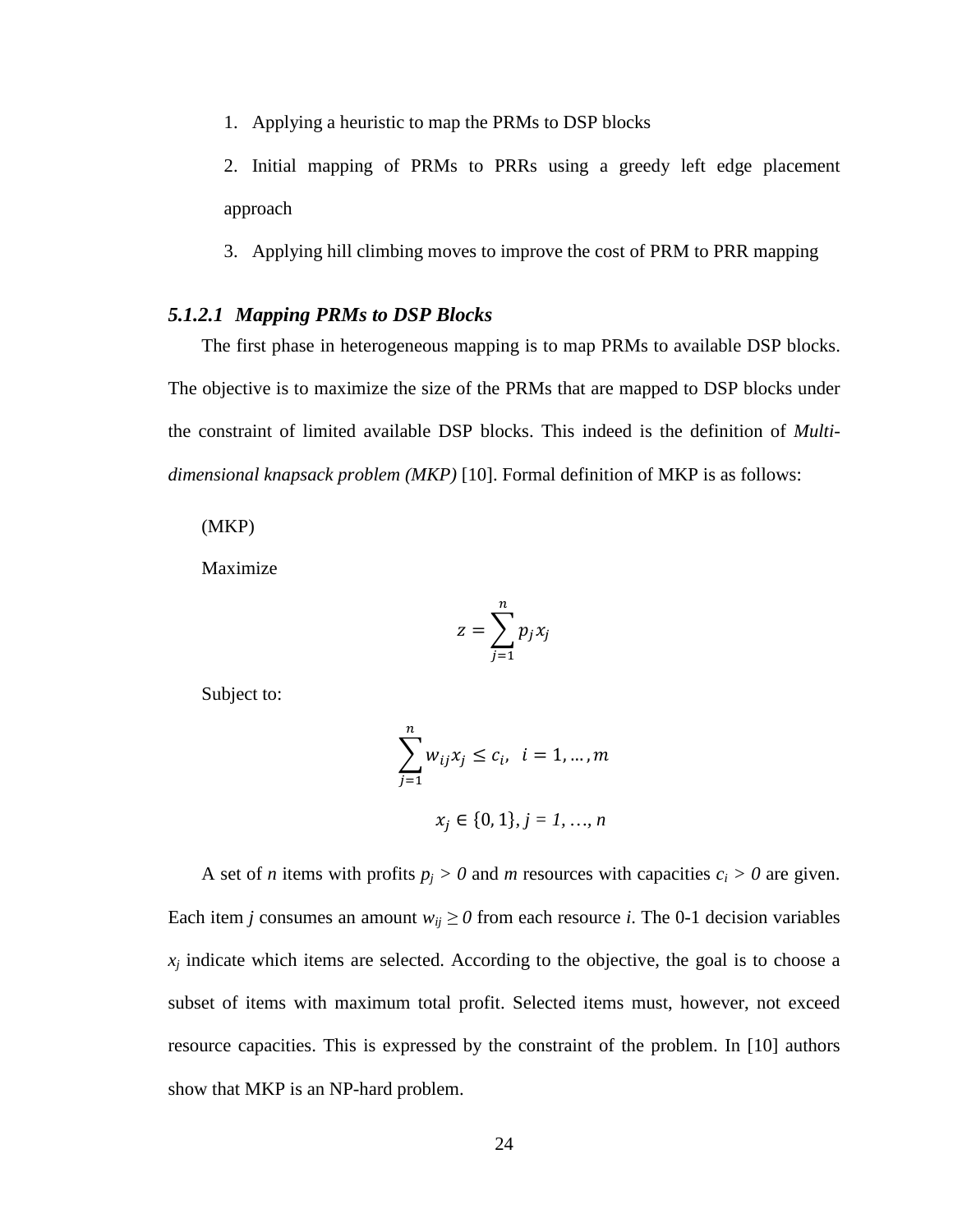1. Applying a heuristic to map the PRMs to DSP blocks

2. Initial mapping of PRMs to PRRs using a greedy left edge placement approach

3. Applying hill climbing moves to improve the cost of PRM to PRR mapping

#### *5.1.2.1 Mapping PRMs to DSP Blocks*

The first phase in heterogeneous mapping is to map PRMs to available DSP blocks. The objective is to maximize the size of the PRMs that are mapped to DSP blocks under the constraint of limited available DSP blocks. This indeed is the definition of *Multi-dimensional knapsack problem (MKP)* [10]. Formal definition of MKP is as follows:

(MKP)

Maximize

$$z = \sum_{j=1}^{n} p_j x_j$$

Subject to:

$$\sum_{j=1}^{n} w_{ij} x_j \leq c_i, \quad i = 1, \ldots, m$$

$$x_j \in \{0, 1\}, j = 1, \ldots, n$$

A set of $n$ items with profits $p_j > 0$ and $m$ resources with capacities $c_i > 0$ are given. Each item $j$ consumes an amount $w_{ij} \geq 0$ from each resource $i$. The 0-1 decision variables $x_j$ indicate which items are selected. According to the objective, the goal is to choose a subset of items with maximum total profit. Selected items must, however, not exceed resource capacities. This is expressed by the constraint of the problem. In [10] authors show that MKP is an NP-hard problem.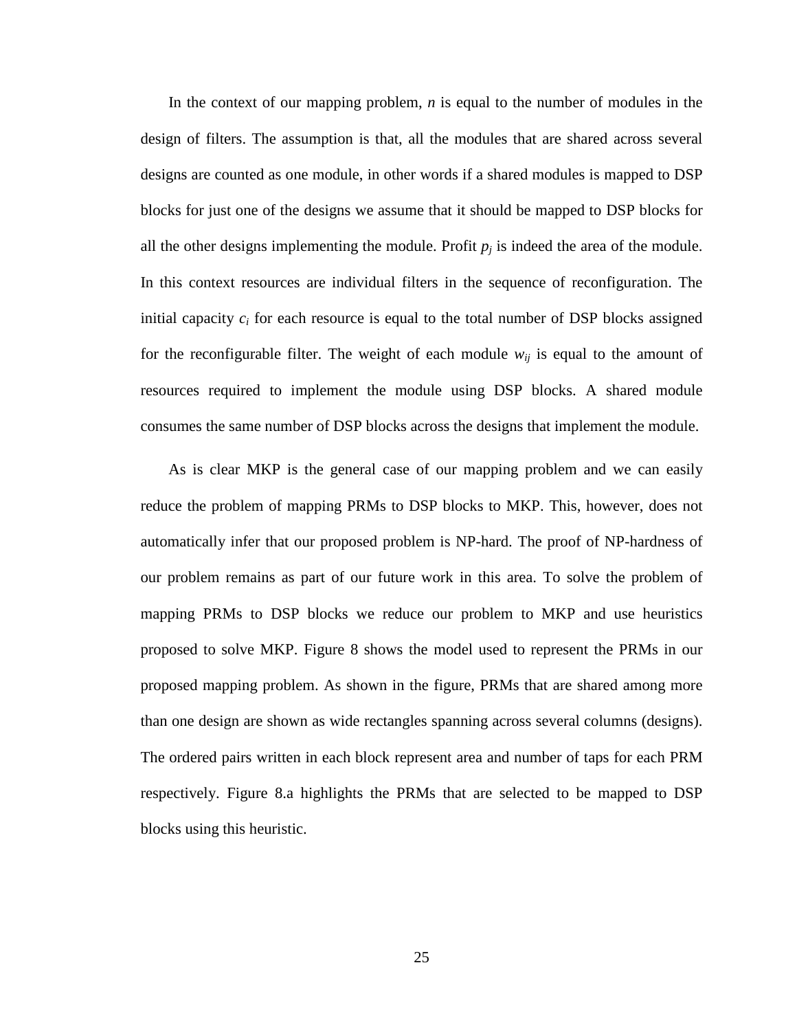In the context of our mapping problem, *n* is equal to the number of modules in the design of filters. The assumption is that, all the modules that are shared across several designs are counted as one module, in other words if a shared modules is mapped to DSP blocks for just one of the designs we assume that it should be mapped to DSP blocks for all the other designs implementing the module. Profit $p_j$ is indeed the area of the module. In this context resources are individual filters in the sequence of reconfiguration. The initial capacity $c_i$ for each resource is equal to the total number of DSP blocks assigned for the reconfigurable filter. The weight of each module $w_{ij}$ is equal to the amount of resources required to implement the module using DSP blocks. A shared module consumes the same number of DSP blocks across the designs that implement the module.

As is clear MKP is the general case of our mapping problem and we can easily reduce the problem of mapping PRMs to DSP blocks to MKP. This, however, does not automatically infer that our proposed problem is NP-hard. The proof of NP-hardness of our problem remains as part of our future work in this area. To solve the problem of mapping PRMs to DSP blocks we reduce our problem to MKP and use heuristics proposed to solve MKP. Figure 8 shows the model used to represent the PRMs in our proposed mapping problem. As shown in the figure, PRMs that are shared among more than one design are shown as wide rectangles spanning across several columns (designs). The ordered pairs written in each block represent area and number of taps for each PRM respectively. Figure 8.a highlights the PRMs that are selected to be mapped to DSP blocks using this heuristic.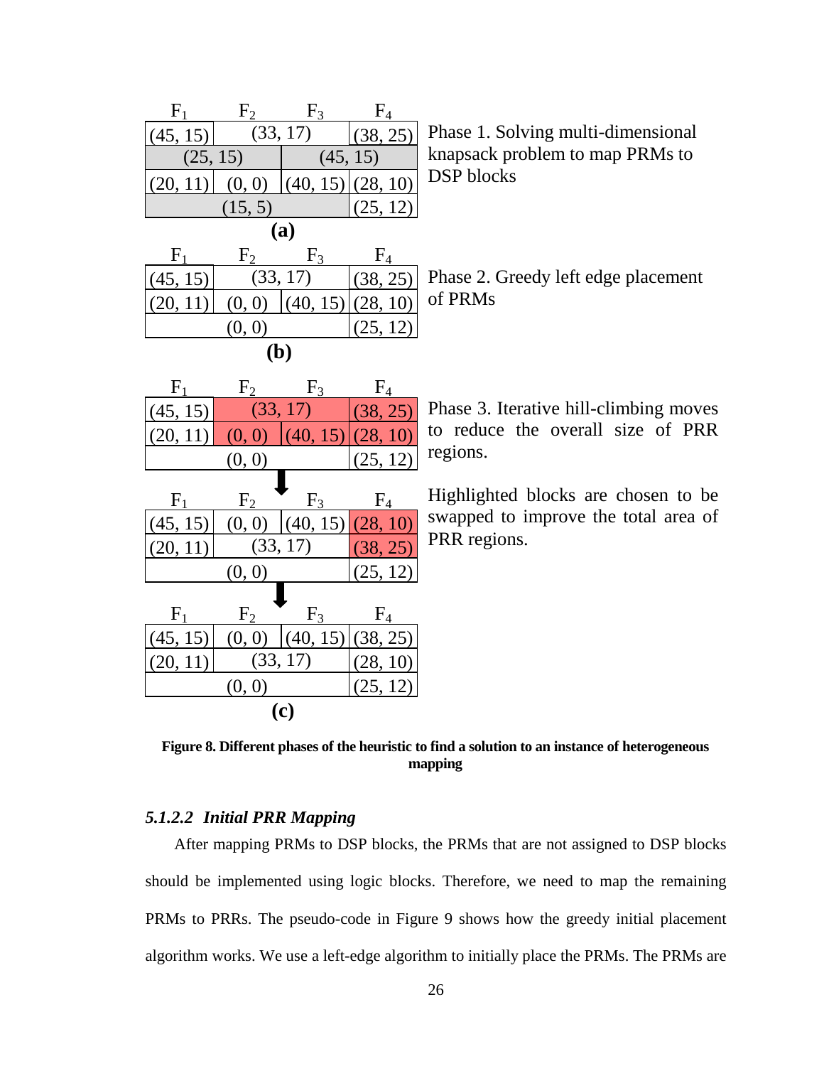| $F_1$ | $F_2$ | $F_3$ | $F_4$ |
|---|---|---|---|
| (45, 15) | (33, 17) | | (38, 25) |
| (25, 15) | | (45, 15) | |
| (20, 11) | (0, 0) | (40, 15) | (28, 10) |
| (15, 5) | | | (25, 12) |

**(a)**

Phase 1. Solving multi-dimensional knapsack problem to map PRMs to DSP blocks

| $F_1$ | $F_2$ | $F_3$ | $F_4$ |
|---|---|---|---|
| (45, 15) | (33, 17) | | (38, 25) |
| (20, 11) | (0, 0) | (40, 15) | (28, 10) |
| (0, 0) | | | (25, 12) |

**(b)**

Phase 2. Greedy left edge placement of PRMs

| $F_1$ | $F_2$ | $F_3$ | $F_4$ |
|---|---|---|---|
| (45, 15) | (33, 17) | | (38, 25) |
| (20, 11) | (0, 0) | (40, 15) | (28, 10) |
| (0, 0) | | | (25, 12) |

| $F_1$ | $F_2$ | $F_3$ | $F_4$ |
|---|---|---|---|
| (45, 15) | (0, 0) | (40, 15) | (28, 10) |
| (20, 11) | (33, 17) | | (38, 25) |
| (0, 0) | | | (25, 12) |

| $F_1$ | $F_2$ | $F_3$ | $F_4$ |
|---|---|---|---|
| (45, 15) | (0, 0) | (40, 15) | (38, 25) |
| (20, 11) | (33, 17) | | (28, 10) |
| (0, 0) | | | (25, 12) |

**(c)**

Phase 3. Iterative hill-climbing moves to reduce the overall size of PRR regions.

Highlighted blocks are chosen to be swapped to improve the total area of PRR regions.

**Figure 8. Different phases of the heuristic to find a solution to an instance of heterogeneous mapping**

#### *5.1.2.2 Initial PRR Mapping*

After mapping PRMs to DSP blocks, the PRMs that are not assigned to DSP blocks should be implemented using logic blocks. Therefore, we need to map the remaining PRMs to PRRs. The pseudo-code in Figure 9 shows how the greedy initial placement algorithm works. We use a left-edge algorithm to initially place the PRMs. The PRMs are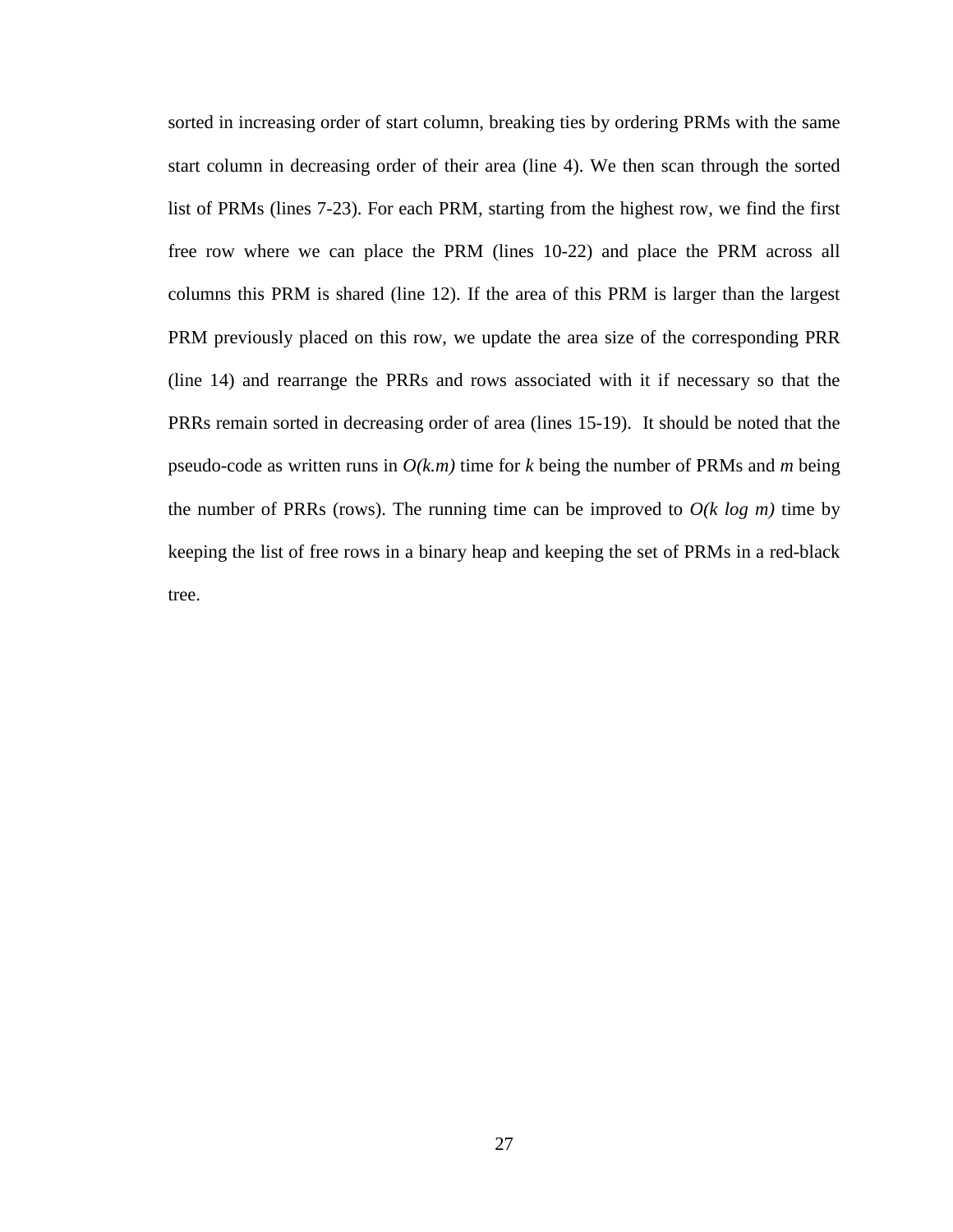sorted in increasing order of start column, breaking ties by ordering PRMs with the same start column in decreasing order of their area (line 4). We then scan through the sorted list of PRMs (lines 7-23). For each PRM, starting from the highest row, we find the first free row where we can place the PRM (lines 10-22) and place the PRM across all columns this PRM is shared (line 12). If the area of this PRM is larger than the largest PRM previously placed on this row, we update the area size of the corresponding PRR (line 14) and rearrange the PRRs and rows associated with it if necessary so that the PRRs remain sorted in decreasing order of area (lines 15-19). It should be noted that the pseudo-code as written runs in *O(k.m)* time for *k* being the number of PRMs and *m* being the number of PRRs (rows). The running time can be improved to *O(k log m)* time by keeping the list of free rows in a binary heap and keeping the set of PRMs in a red-black tree.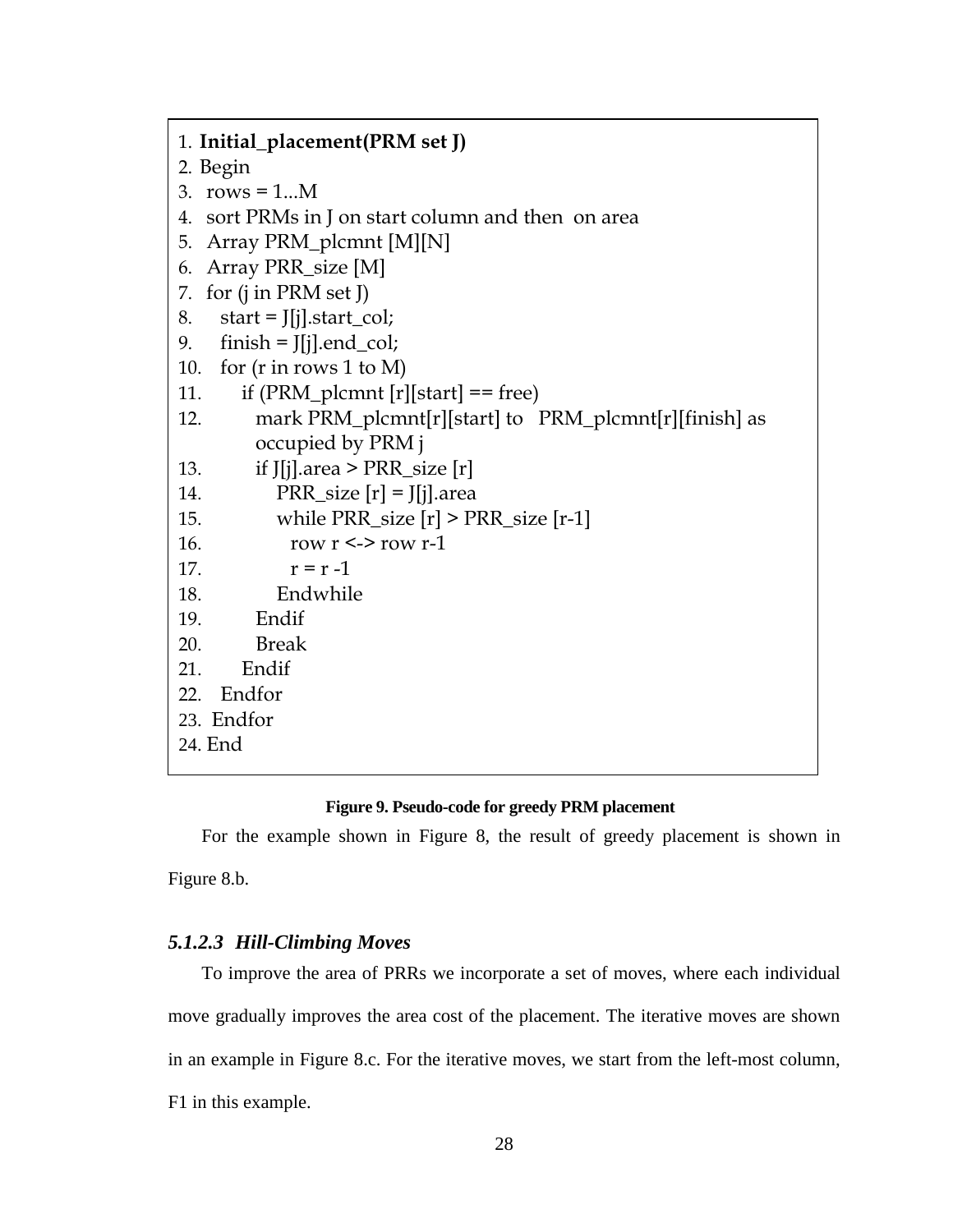```
1. Initial_placement(PRM set J)
2. Begin
3.   rows = 1...M
4.   sort PRMs in J on start column and then  on area
5.   Array PRM_plcmnt [M][N]
6.   Array PRR_size [M]
7.   for (j in PRM set J)
8.      start = J[j].start_col;
9.      finish = J[j].end_col;
10.     for (r in rows 1 to M)
11.        if (PRM_plcmnt [r][start] == free)
12.           mark PRM_plcmnt[r][start] to   PRM_plcmnt[r][finish] as
              occupied by PRM j
13.           if J[j].area > PRR_size [r]
14.              PRR_size [r] = J[j].area
15.              while PRR_size [r] > PRR_size [r-1]
16.                 row r <-> row r-1
17.                 r = r -1
18.              Endwhile
19.           Endif
20.           Break
21.        Endif
22.     Endfor
23.  Endfor
24. End
```

**Figure 9. Pseudo-code for greedy PRM placement**

For the example shown in Figure 8, the result of greedy placement is shown in Figure 8.b.

#### *5.1.2.3 Hill-Climbing Moves*

To improve the area of PRRs we incorporate a set of moves, where each individual move gradually improves the area cost of the placement. The iterative moves are shown in an example in Figure 8.c. For the iterative moves, we start from the left-most column, F1 in this example.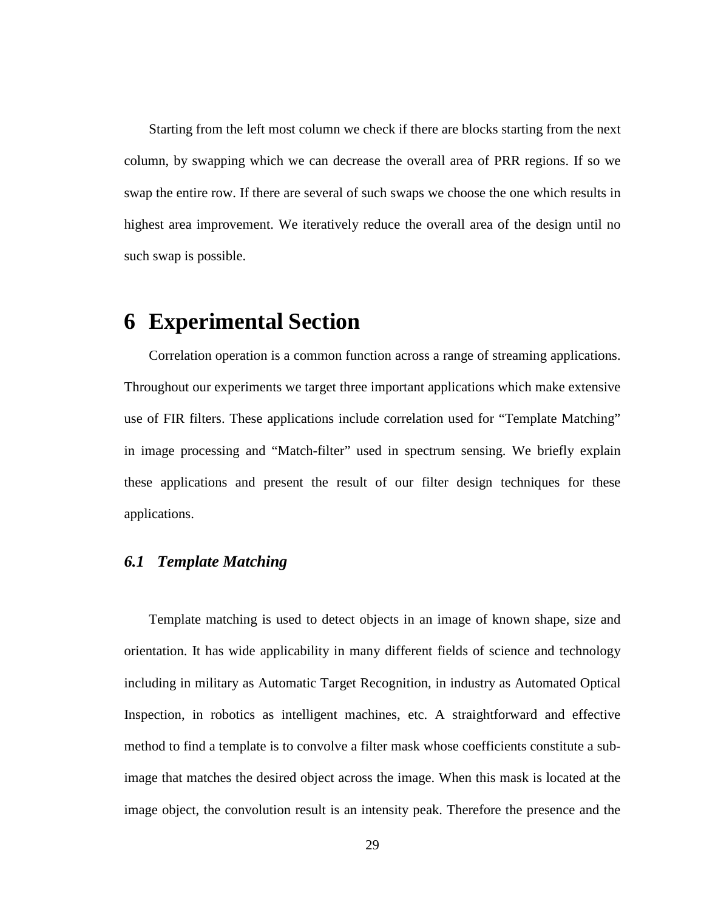Starting from the left most column we check if there are blocks starting from the next column, by swapping which we can decrease the overall area of PRR regions. If so we swap the entire row. If there are several of such swaps we choose the one which results in highest area improvement. We iteratively reduce the overall area of the design until no such swap is possible.

# 6 Experimental Section

Correlation operation is a common function across a range of streaming applications. Throughout our experiments we target three important applications which make extensive use of FIR filters. These applications include correlation used for "Template Matching" in image processing and "Match-filter" used in spectrum sensing. We briefly explain these applications and present the result of our filter design techniques for these applications.

## *6.1 Template Matching*

Template matching is used to detect objects in an image of known shape, size and orientation. It has wide applicability in many different fields of science and technology including in military as Automatic Target Recognition, in industry as Automated Optical Inspection, in robotics as intelligent machines, etc. A straightforward and effective method to find a template is to convolve a filter mask whose coefficients constitute a sub-image that matches the desired object across the image. When this mask is located at the image object, the convolution result is an intensity peak. Therefore the presence and the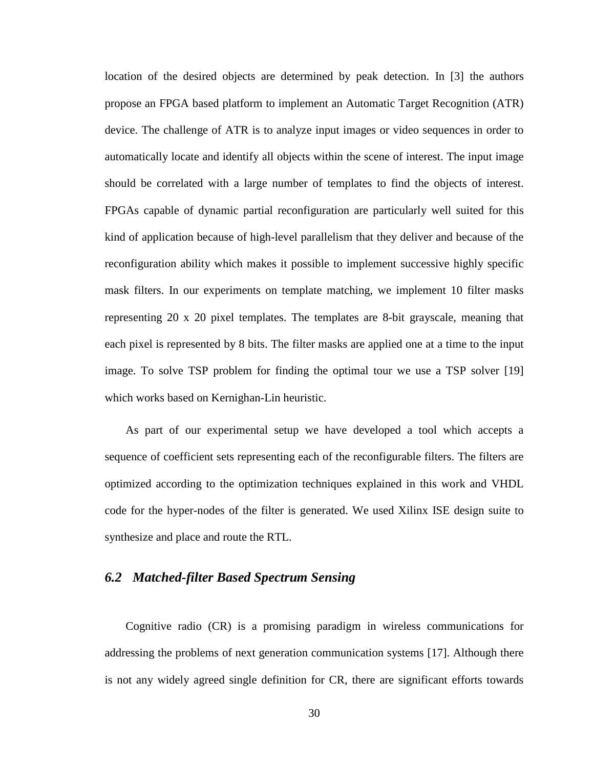location of the desired objects are determined by peak detection. In [3] the authors propose an FPGA based platform to implement an Automatic Target Recognition (ATR) device. The challenge of ATR is to analyze input images or video sequences in order to automatically locate and identify all objects within the scene of interest. The input image should be correlated with a large number of templates to find the objects of interest. FPGAs capable of dynamic partial reconfiguration are particularly well suited for this kind of application because of high-level parallelism that they deliver and because of the reconfiguration ability which makes it possible to implement successive highly specific mask filters. In our experiments on template matching, we implement 10 filter masks representing 20 x 20 pixel templates. The templates are 8-bit grayscale, meaning that each pixel is represented by 8 bits. The filter masks are applied one at a time to the input image. To solve TSP problem for finding the optimal tour we use a TSP solver [19] which works based on Kernighan-Lin heuristic.

As part of our experimental setup we have developed a tool which accepts a sequence of coefficient sets representing each of the reconfigurable filters. The filters are optimized according to the optimization techniques explained in this work and VHDL code for the hyper-nodes of the filter is generated. We used Xilinx ISE design suite to synthesize and place and route the RTL.

## *6.2 Matched-filter Based Spectrum Sensing*

Cognitive radio (CR) is a promising paradigm in wireless communications for addressing the problems of next generation communication systems [17]. Although there is not any widely agreed single definition for CR, there are significant efforts towards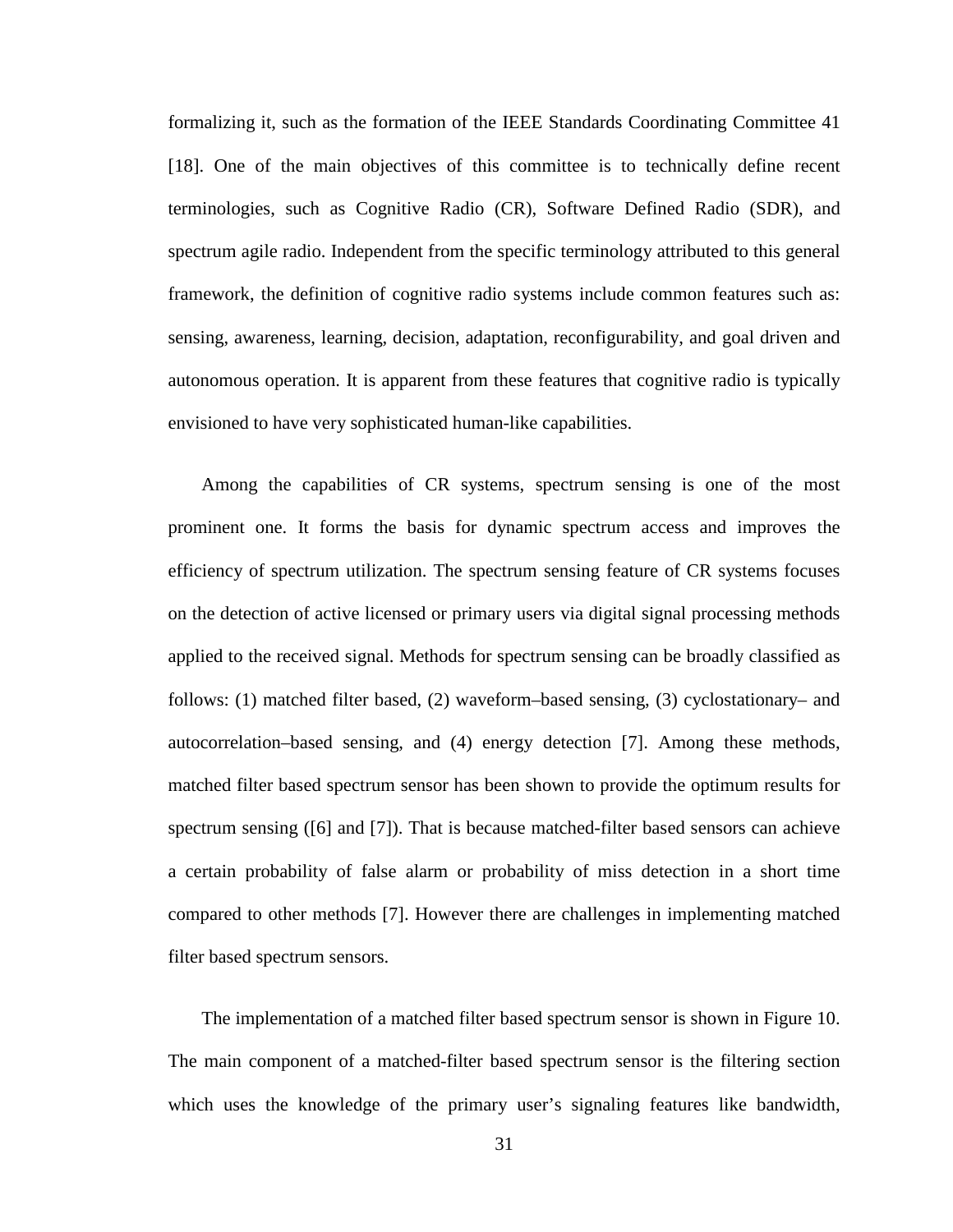formalizing it, such as the formation of the IEEE Standards Coordinating Committee 41 [18]. One of the main objectives of this committee is to technically define recent terminologies, such as Cognitive Radio (CR), Software Defined Radio (SDR), and spectrum agile radio. Independent from the specific terminology attributed to this general framework, the definition of cognitive radio systems include common features such as: sensing, awareness, learning, decision, adaptation, reconfigurability, and goal driven and autonomous operation. It is apparent from these features that cognitive radio is typically envisioned to have very sophisticated human-like capabilities.

Among the capabilities of CR systems, spectrum sensing is one of the most prominent one. It forms the basis for dynamic spectrum access and improves the efficiency of spectrum utilization. The spectrum sensing feature of CR systems focuses on the detection of active licensed or primary users via digital signal processing methods applied to the received signal. Methods for spectrum sensing can be broadly classified as follows: (1) matched filter based, (2) waveform–based sensing, (3) cyclostationary– and autocorrelation–based sensing, and (4) energy detection [7]. Among these methods, matched filter based spectrum sensor has been shown to provide the optimum results for spectrum sensing ([6] and [7]). That is because matched-filter based sensors can achieve a certain probability of false alarm or probability of miss detection in a short time compared to other methods [7]. However there are challenges in implementing matched filter based spectrum sensors.

The implementation of a matched filter based spectrum sensor is shown in Figure 10. The main component of a matched-filter based spectrum sensor is the filtering section which uses the knowledge of the primary user's signaling features like bandwidth,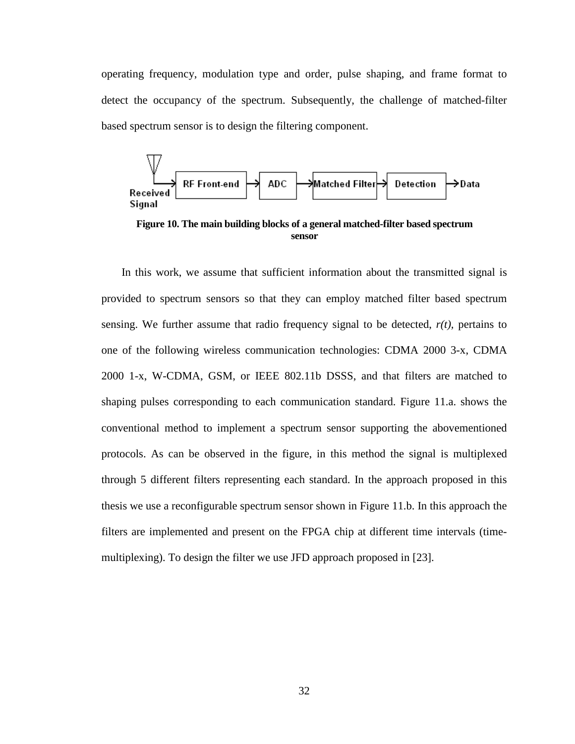operating frequency, modulation type and order, pulse shaping, and frame format to detect the occupancy of the spectrum. Subsequently, the challenge of matched-filter based spectrum sensor is to design the filtering component.

**Figure 10. The main building blocks of a general matched-filter based spectrum sensor**

In this work, we assume that sufficient information about the transmitted signal is provided to spectrum sensors so that they can employ matched filter based spectrum sensing. We further assume that radio frequency signal to be detected, *r(t)*, pertains to one of the following wireless communication technologies: CDMA 2000 3-x, CDMA 2000 1-x, W-CDMA, GSM, or IEEE 802.11b DSSS, and that filters are matched to shaping pulses corresponding to each communication standard. Figure 11.a. shows the conventional method to implement a spectrum sensor supporting the abovementioned protocols. As can be observed in the figure, in this method the signal is multiplexed through 5 different filters representing each standard. In the approach proposed in this thesis we use a reconfigurable spectrum sensor shown in Figure 11.b. In this approach the filters are implemented and present on the FPGA chip at different time intervals (time-multiplexing). To design the filter we use JFD approach proposed in [23].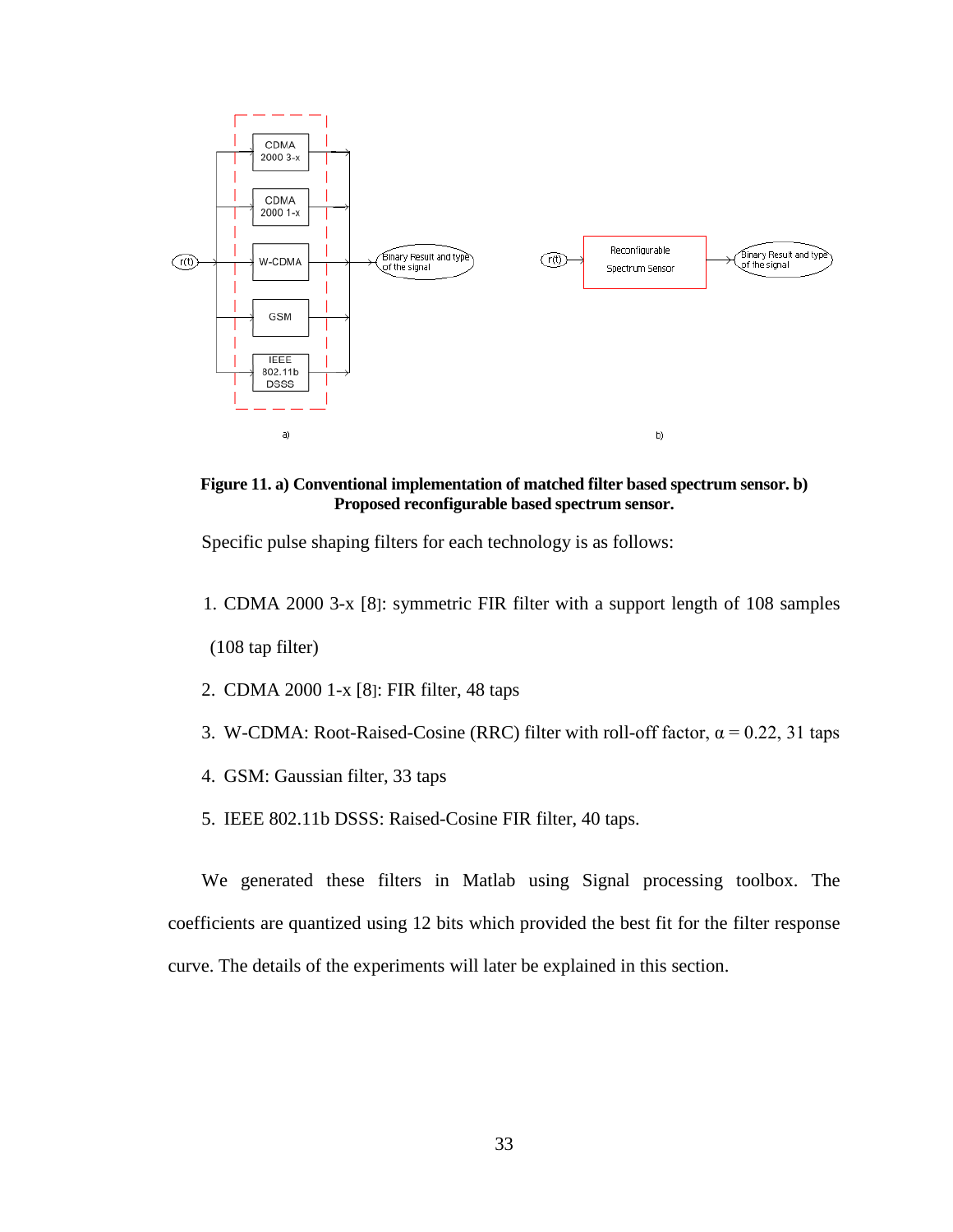**Figure 11. a) Conventional implementation of matched filter based spectrum sensor. b) Proposed reconfigurable based spectrum sensor.**

Specific pulse shaping filters for each technology is as follows:

1. CDMA 2000 3-x [8]: symmetric FIR filter with a support length of 108 samples (108 tap filter)
2. CDMA 2000 1-x [8]: FIR filter, 48 taps
3. W-CDMA: Root-Raised-Cosine (RRC) filter with roll-off factor, $\alpha = 0.22$, 31 taps
4. GSM: Gaussian filter, 33 taps
5. IEEE 802.11b DSSS: Raised-Cosine FIR filter, 40 taps.

We generated these filters in Matlab using Signal processing toolbox. The coefficients are quantized using 12 bits which provided the best fit for the filter response curve. The details of the experiments will later be explained in this section.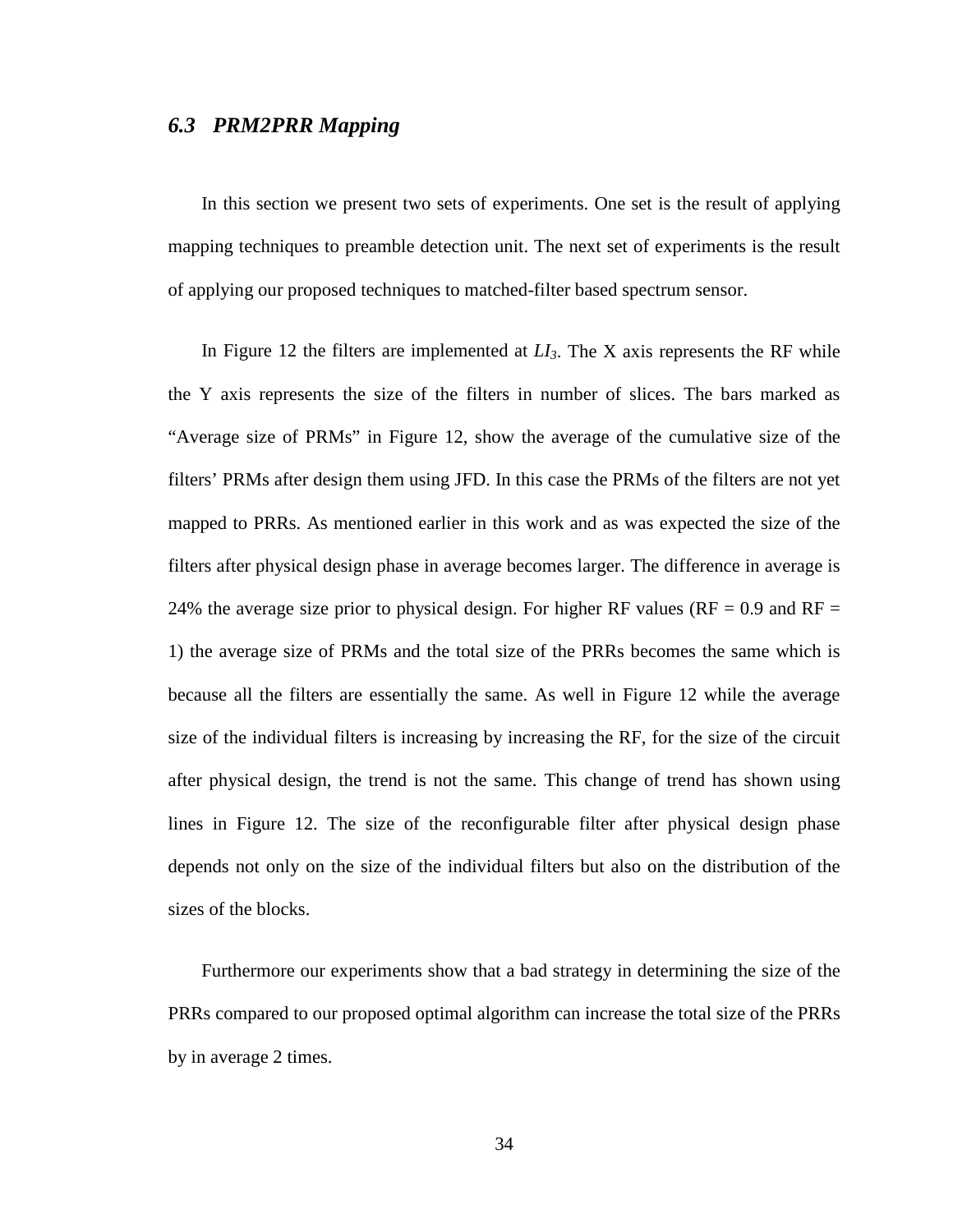### *6.3 PRM2PRR Mapping*

In this section we present two sets of experiments. One set is the result of applying mapping techniques to preamble detection unit. The next set of experiments is the result of applying our proposed techniques to matched-filter based spectrum sensor.

In Figure 12 the filters are implemented at $LI_3$. The X axis represents the RF while the Y axis represents the size of the filters in number of slices. The bars marked as "Average size of PRMs" in Figure 12, show the average of the cumulative size of the filters' PRMs after design them using JFD. In this case the PRMs of the filters are not yet mapped to PRRs. As mentioned earlier in this work and as was expected the size of the filters after physical design phase in average becomes larger. The difference in average is 24% the average size prior to physical design. For higher RF values (RF = 0.9 and RF = 1) the average size of PRMs and the total size of the PRRs becomes the same which is because all the filters are essentially the same. As well in Figure 12 while the average size of the individual filters is increasing by increasing the RF, for the size of the circuit after physical design, the trend is not the same. This change of trend has shown using lines in Figure 12. The size of the reconfigurable filter after physical design phase depends not only on the size of the individual filters but also on the distribution of the sizes of the blocks.

Furthermore our experiments show that a bad strategy in determining the size of the PRRs compared to our proposed optimal algorithm can increase the total size of the PRRs by in average 2 times.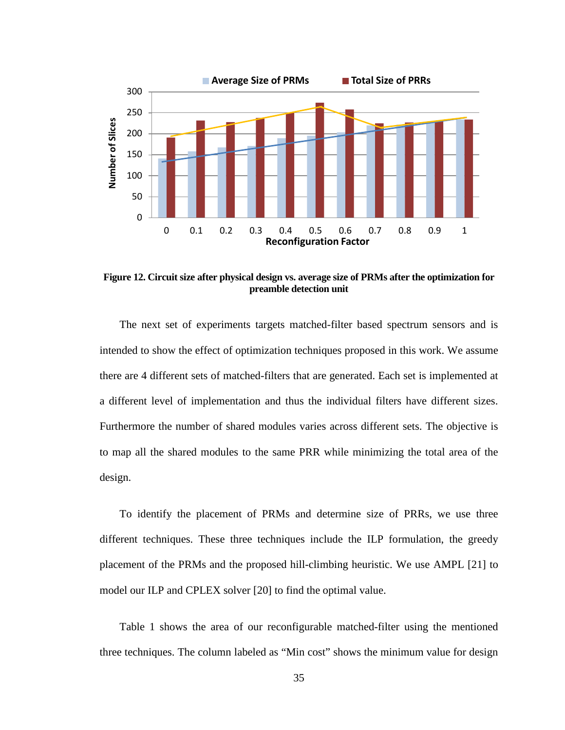**Figure 12. Circuit size after physical design vs. average size of PRMs after the optimization for preamble detection unit**

The next set of experiments targets matched-filter based spectrum sensors and is intended to show the effect of optimization techniques proposed in this work. We assume there are 4 different sets of matched-filters that are generated. Each set is implemented at a different level of implementation and thus the individual filters have different sizes. Furthermore the number of shared modules varies across different sets. The objective is to map all the shared modules to the same PRR while minimizing the total area of the design.

To identify the placement of PRMs and determine size of PRRs, we use three different techniques. These three techniques include the ILP formulation, the greedy placement of the PRMs and the proposed hill-climbing heuristic. We use AMPL [21] to model our ILP and CPLEX solver [20] to find the optimal value.

Table 1 shows the area of our reconfigurable matched-filter using the mentioned three techniques. The column labeled as “Min cost” shows the minimum value for design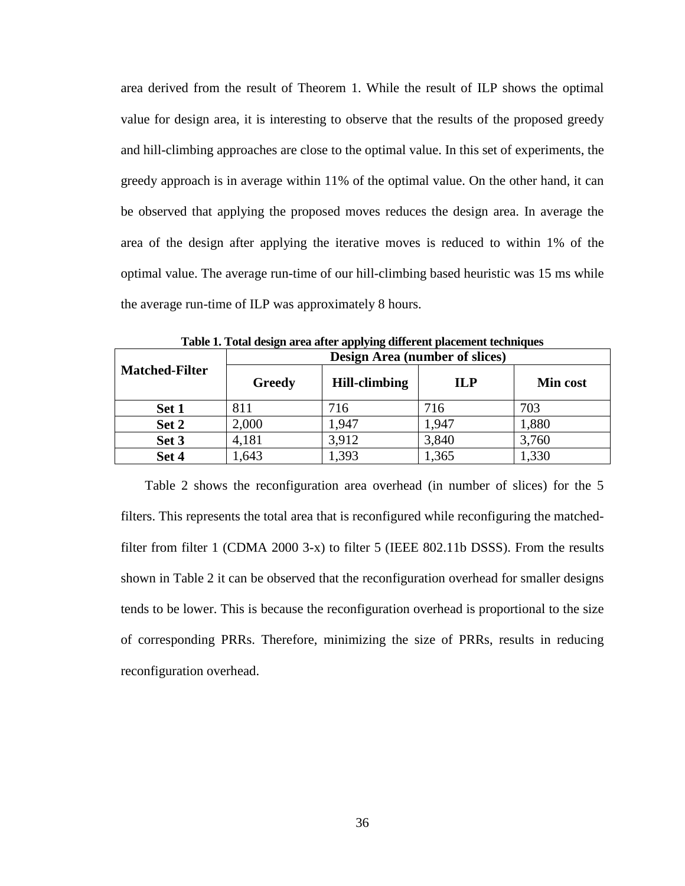area derived from the result of Theorem 1. While the result of ILP shows the optimal value for design area, it is interesting to observe that the results of the proposed greedy and hill-climbing approaches are close to the optimal value. In this set of experiments, the greedy approach is in average within 11% of the optimal value. On the other hand, it can be observed that applying the proposed moves reduces the design area. In average the area of the design after applying the iterative moves is reduced to within 1% of the optimal value. The average run-time of our hill-climbing based heuristic was 15 ms while the average run-time of ILP was approximately 8 hours.

**Table 1. Total design area after applying different placement techniques**

| Matched-Filter | Design Area (number of slices) | | | |
|---|---|---|---|---|
| | **Greedy** | **Hill-climbing** | **ILP** | **Min cost** |
| **Set 1** | 811 | 716 | 716 | 703 |
| **Set 2** | 2,000 | 1,947 | 1,947 | 1,880 |
| **Set 3** | 4,181 | 3,912 | 3,840 | 3,760 |
| **Set 4** | 1,643 | 1,393 | 1,365 | 1,330 |

Table 2 shows the reconfiguration area overhead (in number of slices) for the 5 filters. This represents the total area that is reconfigured while reconfiguring the matched-filter from filter 1 (CDMA 2000 3-x) to filter 5 (IEEE 802.11b DSSS). From the results shown in Table 2 it can be observed that the reconfiguration overhead for smaller designs tends to be lower. This is because the reconfiguration overhead is proportional to the size of corresponding PRRs. Therefore, minimizing the size of PRRs, results in reducing reconfiguration overhead.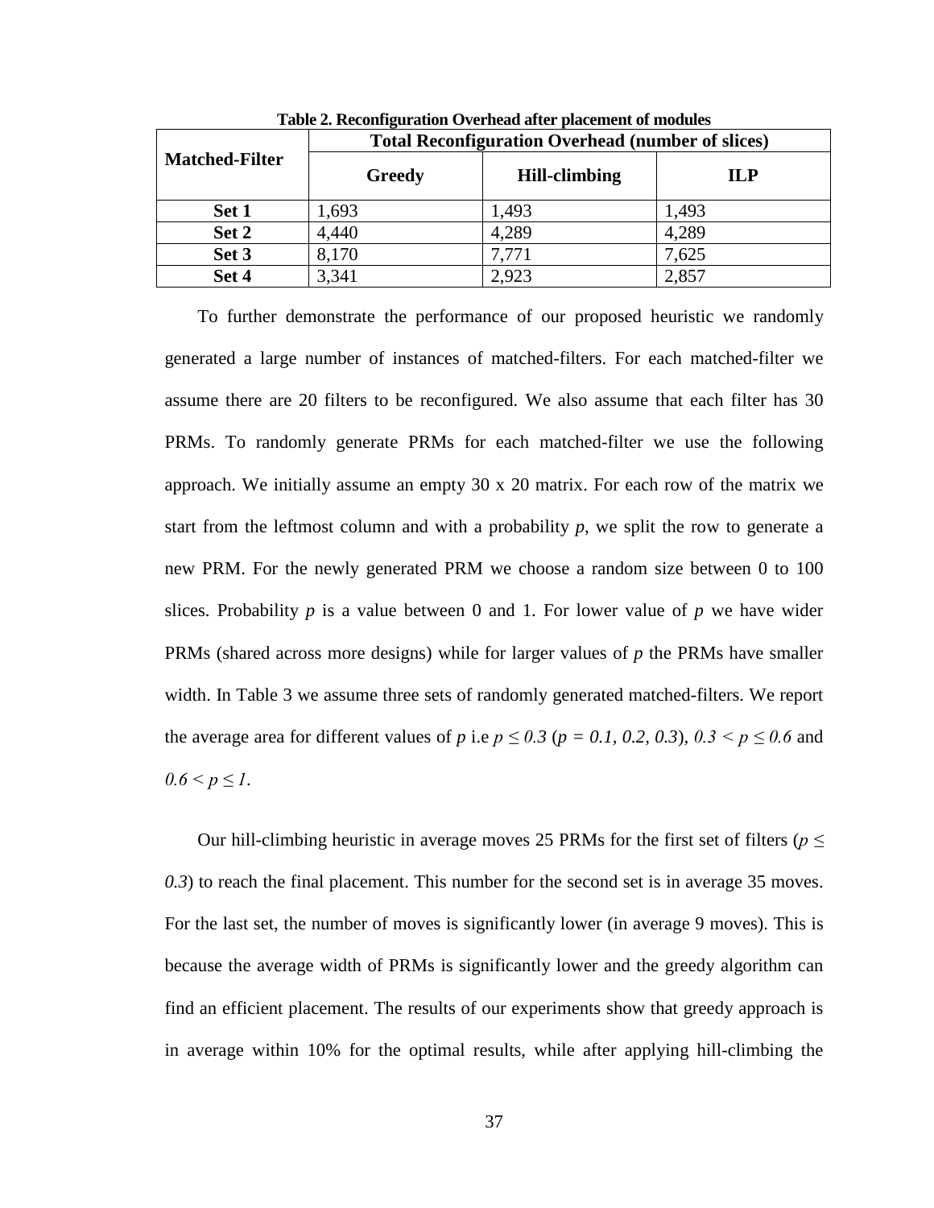**Table 2. Reconfiguration Overhead after placement of modules**

| Matched-Filter | Total Reconfiguration Overhead (number of slices) | | |
|---|---|---|---|
| | **Greedy** | **Hill-climbing** | **ILP** |
| **Set 1** | 1,693 | 1,493 | 1,493 |
| **Set 2** | 4,440 | 4,289 | 4,289 |
| **Set 3** | 8,170 | 7,771 | 7,625 |
| **Set 4** | 3,341 | 2,923 | 2,857 |

To further demonstrate the performance of our proposed heuristic we randomly generated a large number of instances of matched-filters. For each matched-filter we assume there are 20 filters to be reconfigured. We also assume that each filter has 30 PRMs. To randomly generate PRMs for each matched-filter we use the following approach. We initially assume an empty 30 x 20 matrix. For each row of the matrix we start from the leftmost column and with a probability $p$, we split the row to generate a new PRM. For the newly generated PRM we choose a random size between 0 to 100 slices. Probability $p$ is a value between 0 and 1. For lower value of $p$ we have wider PRMs (shared across more designs) while for larger values of $p$ the PRMs have smaller width. In Table 3 we assume three sets of randomly generated matched-filters. We report the average area for different values of $p$ i.e $p \leq 0.3$ ($p = 0.1, 0.2, 0.3$), $0.3 < p \leq 0.6$ and $0.6 < p \leq 1$.

Our hill-climbing heuristic in average moves 25 PRMs for the first set of filters ($p \leq 0.3$) to reach the final placement. This number for the second set is in average 35 moves. For the last set, the number of moves is significantly lower (in average 9 moves). This is because the average width of PRMs is significantly lower and the greedy algorithm can find an efficient placement. The results of our experiments show that greedy approach is in average within 10% for the optimal results, while after applying hill-climbing the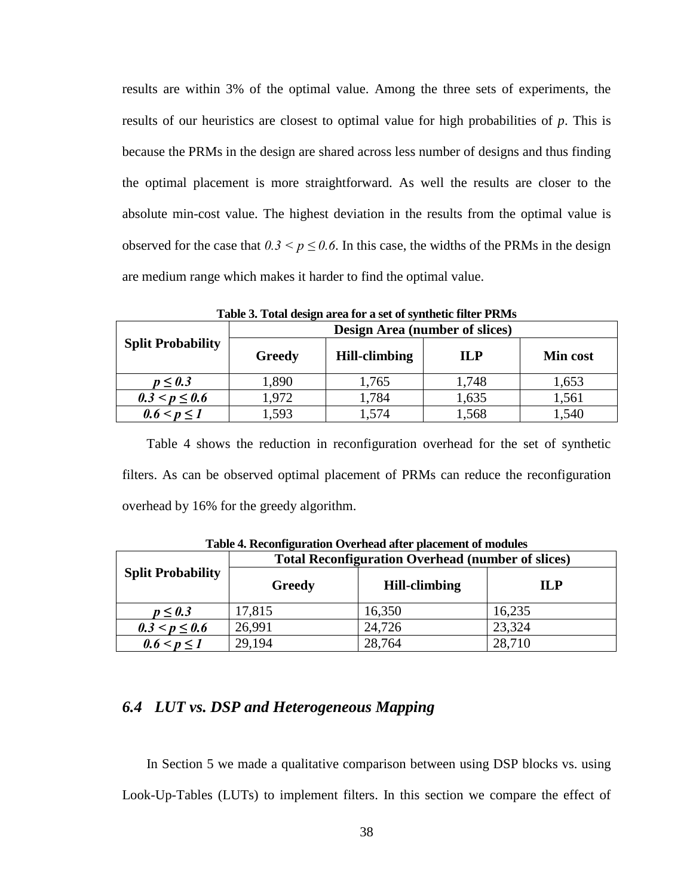results are within 3% of the optimal value. Among the three sets of experiments, the results of our heuristics are closest to optimal value for high probabilities of $p$. This is because the PRMs in the design are shared across less number of designs and thus finding the optimal placement is more straightforward. As well the results are closer to the absolute min-cost value. The highest deviation in the results from the optimal value is observed for the case that $0.3 < p \leq 0.6$. In this case, the widths of the PRMs in the design are medium range which makes it harder to find the optimal value.

**Table 3. Total design area for a set of synthetic filter PRMs**

| Split Probability | Design Area (number of slices) | | | |
|---|---|---|---|---|
| | Greedy | Hill-climbing | ILP | Min cost |
| $p \leq 0.3$ | 1,890 | 1,765 | 1,748 | 1,653 |
| $0.3 < p \leq 0.6$ | 1,972 | 1,784 | 1,635 | 1,561 |
| $0.6 < p \leq 1$ | 1,593 | 1,574 | 1,568 | 1,540 |

Table 4 shows the reduction in reconfiguration overhead for the set of synthetic filters. As can be observed optimal placement of PRMs can reduce the reconfiguration overhead by 16% for the greedy algorithm.

**Table 4. Reconfiguration Overhead after placement of modules**

| Split Probability | Total Reconfiguration Overhead (number of slices) | | |
|---|---|---|---|
| | Greedy | Hill-climbing | ILP |
| $p \leq 0.3$ | 17,815 | 16,350 | 16,235 |
| $0.3 < p \leq 0.6$ | 26,991 | 24,726 | 23,324 |
| $0.6 < p \leq 1$ | 29,194 | 28,764 | 28,710 |

### *6.4 LUT vs. DSP and Heterogeneous Mapping*

In Section 5 we made a qualitative comparison between using DSP blocks vs. using Look-Up-Tables (LUTs) to implement filters. In this section we compare the effect of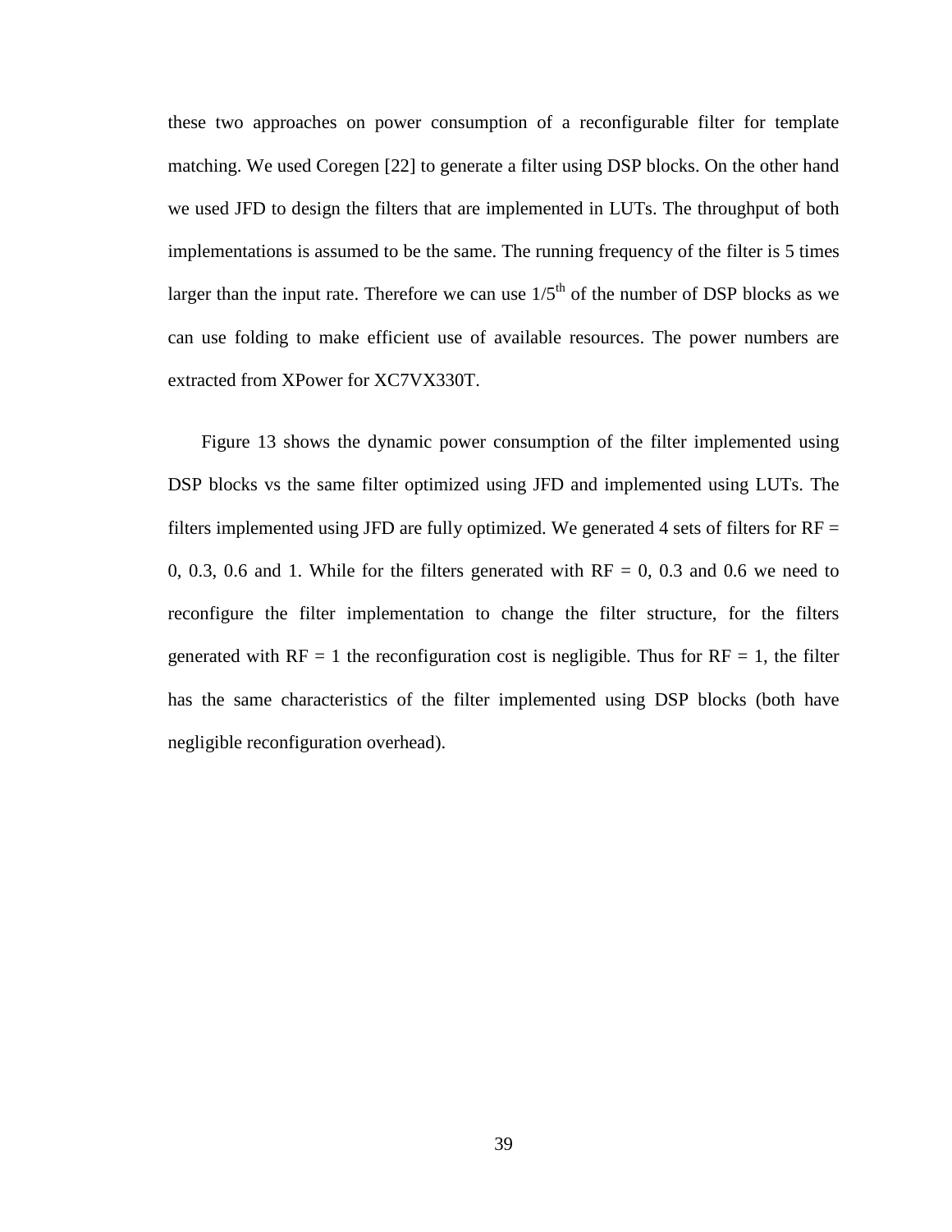these two approaches on power consumption of a reconfigurable filter for template matching. We used Coregen [22] to generate a filter using DSP blocks. On the other hand we used JFD to design the filters that are implemented in LUTs. The throughput of both implementations is assumed to be the same. The running frequency of the filter is 5 times larger than the input rate. Therefore we can use $1/5^{th}$ of the number of DSP blocks as we can use folding to make efficient use of available resources. The power numbers are extracted from XPower for XC7VX330T.

Figure 13 shows the dynamic power consumption of the filter implemented using DSP blocks vs the same filter optimized using JFD and implemented using LUTs. The filters implemented using JFD are fully optimized. We generated 4 sets of filters for RF = 0, 0.3, 0.6 and 1. While for the filters generated with RF = 0, 0.3 and 0.6 we need to reconfigure the filter implementation to change the filter structure, for the filters generated with RF = 1 the reconfiguration cost is negligible. Thus for RF = 1, the filter has the same characteristics of the filter implemented using DSP blocks (both have negligible reconfiguration overhead).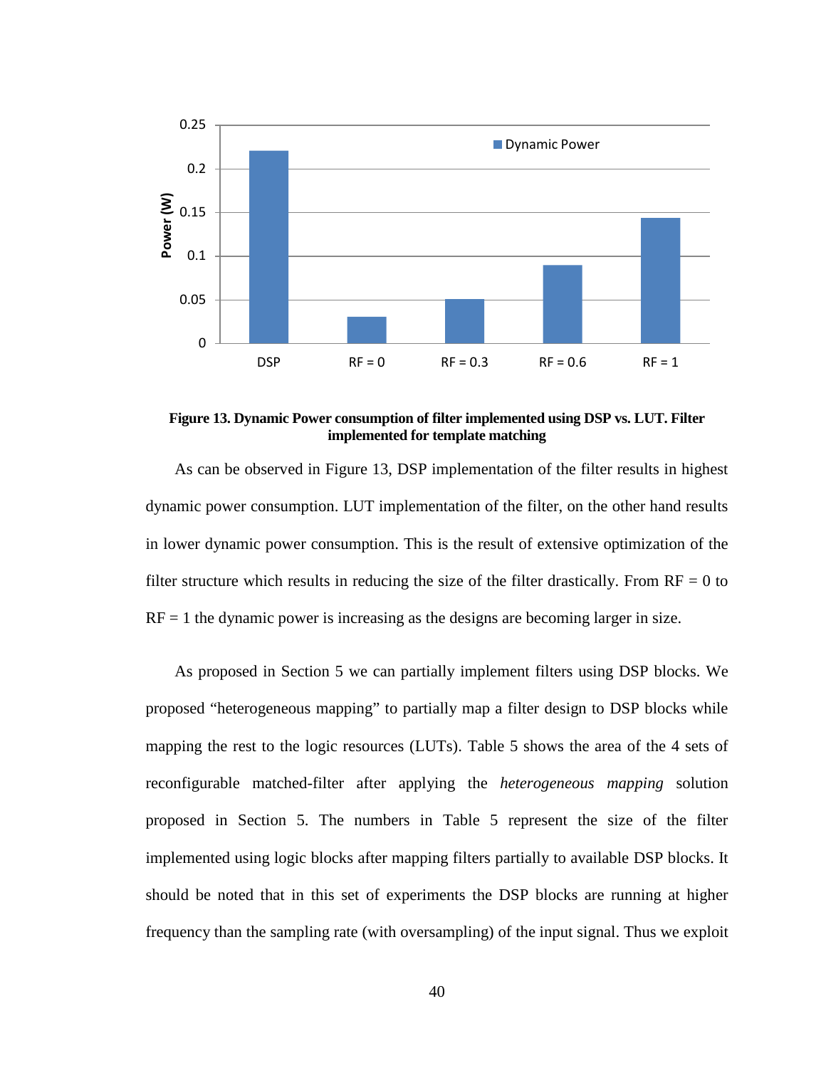**Figure 13. Dynamic Power consumption of filter implemented using DSP vs. LUT. Filter implemented for template matching**

As can be observed in Figure 13, DSP implementation of the filter results in highest dynamic power consumption. LUT implementation of the filter, on the other hand results in lower dynamic power consumption. This is the result of extensive optimization of the filter structure which results in reducing the size of the filter drastically. From RF = 0 to RF = 1 the dynamic power is increasing as the designs are becoming larger in size.

As proposed in Section 5 we can partially implement filters using DSP blocks. We proposed "heterogeneous mapping" to partially map a filter design to DSP blocks while mapping the rest to the logic resources (LUTs). Table 5 shows the area of the 4 sets of reconfigurable matched-filter after applying the *heterogeneous mapping* solution proposed in Section 5. The numbers in Table 5 represent the size of the filter implemented using logic blocks after mapping filters partially to available DSP blocks. It should be noted that in this set of experiments the DSP blocks are running at higher frequency than the sampling rate (with oversampling) of the input signal. Thus we exploit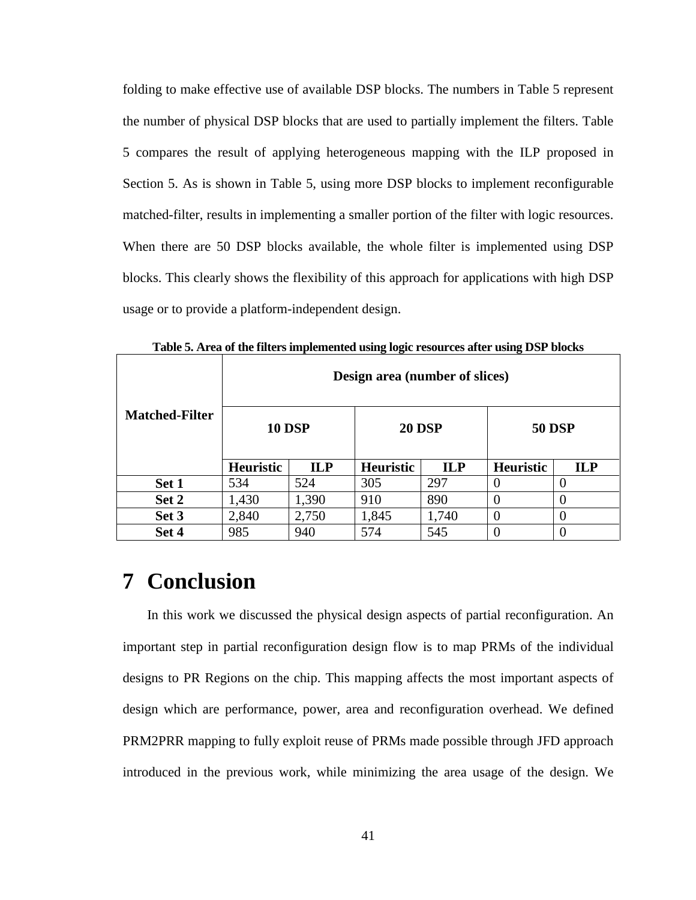folding to make effective use of available DSP blocks. The numbers in Table 5 represent the number of physical DSP blocks that are used to partially implement the filters. Table 5 compares the result of applying heterogeneous mapping with the ILP proposed in Section 5. As is shown in Table 5, using more DSP blocks to implement reconfigurable matched-filter, results in implementing a smaller portion of the filter with logic resources. When there are 50 DSP blocks available, the whole filter is implemented using DSP blocks. This clearly shows the flexibility of this approach for applications with high DSP usage or to provide a platform-independent design.

**Table 5. Area of the filters implemented using logic resources after using DSP blocks**

| Matched-Filter | Design area (number of slices) | | | | | |
|---|---|---|---|---|---|---|
| | 10 DSP | | 20 DSP | | 50 DSP | |
| | Heuristic | ILP | Heuristic | ILP | Heuristic | ILP |
| **Set 1** | 534 | 524 | 305 | 297 | 0 | 0 |
| **Set 2** | 1,430 | 1,390 | 910 | 890 | 0 | 0 |
| **Set 3** | 2,840 | 2,750 | 1,845 | 1,740 | 0 | 0 |
| **Set 4** | 985 | 940 | 574 | 545 | 0 | 0 |

# 7 Conclusion

In this work we discussed the physical design aspects of partial reconfiguration. An important step in partial reconfiguration design flow is to map PRMs of the individual designs to PR Regions on the chip. This mapping affects the most important aspects of design which are performance, power, area and reconfiguration overhead. We defined PRM2PRR mapping to fully exploit reuse of PRMs made possible through JFD approach introduced in the previous work, while minimizing the area usage of the design. We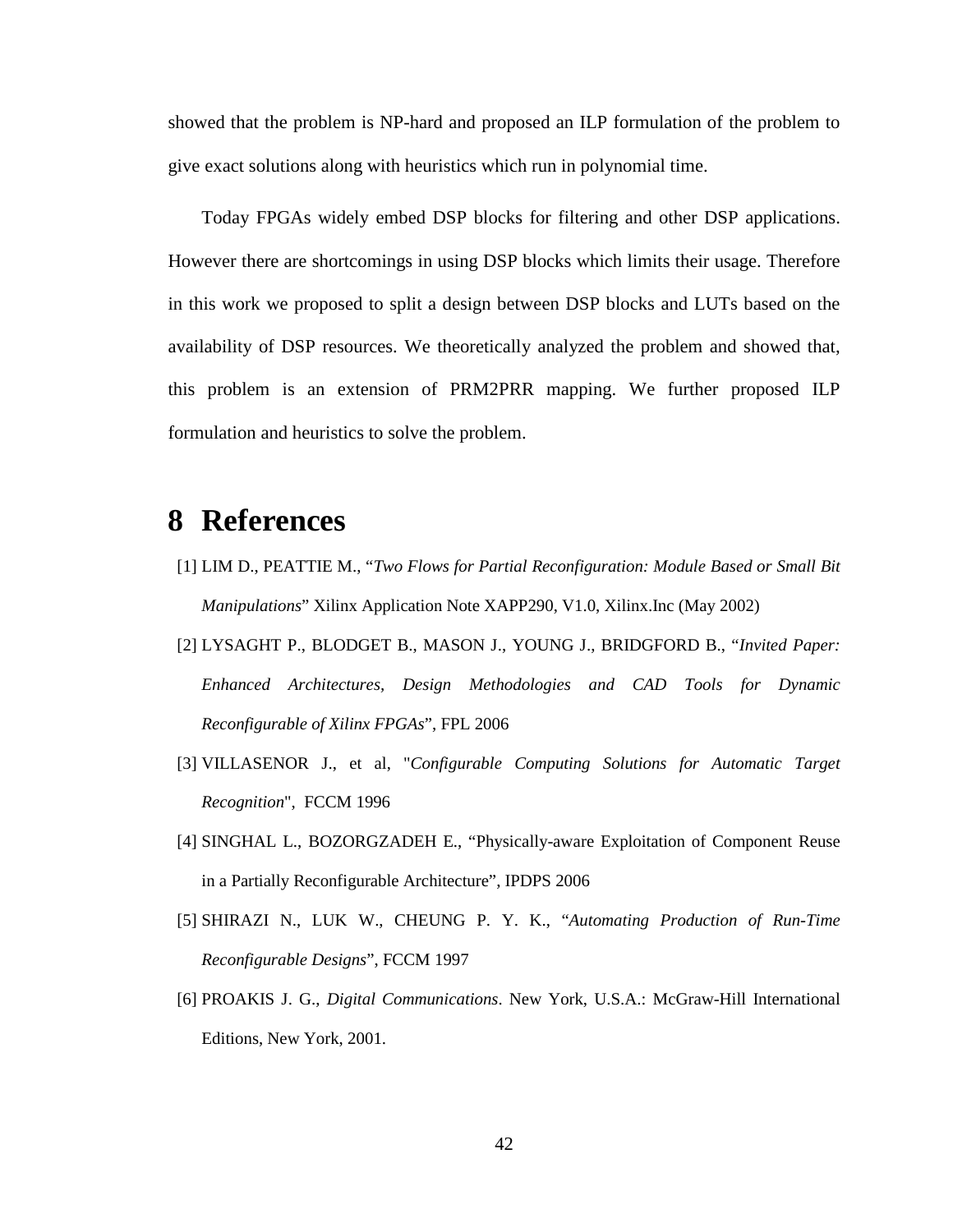showed that the problem is NP-hard and proposed an ILP formulation of the problem to give exact solutions along with heuristics which run in polynomial time.

Today FPGAs widely embed DSP blocks for filtering and other DSP applications. However there are shortcomings in using DSP blocks which limits their usage. Therefore in this work we proposed to split a design between DSP blocks and LUTs based on the availability of DSP resources. We theoretically analyzed the problem and showed that, this problem is an extension of PRM2PRR mapping. We further proposed ILP formulation and heuristics to solve the problem.

# 8 References

[1] LIM D., PEATTIE M., "*Two Flows for Partial Reconfiguration: Module Based or Small Bit Manipulations*" Xilinx Application Note XAPP290, V1.0, Xilinx.Inc (May 2002)

[2] LYSAGHT P., BLODGET B., MASON J., YOUNG J., BRIDGFORD B., "*Invited Paper: Enhanced Architectures, Design Methodologies and CAD Tools for Dynamic Reconfigurable of Xilinx FPGAs*", FPL 2006

[3] VILLASENOR J., et al, "*Configurable Computing Solutions for Automatic Target Recognition*", FCCM 1996

[4] SINGHAL L., BOZORGZADEH E., "Physically-aware Exploitation of Component Reuse in a Partially Reconfigurable Architecture", IPDPS 2006

[5] SHIRAZI N., LUK W., CHEUNG P. Y. K., "*Automating Production of Run-Time Reconfigurable Designs*", FCCM 1997

[6] PROAKIS J. G., *Digital Communications*. New York, U.S.A.: McGraw-Hill International Editions, New York, 2001.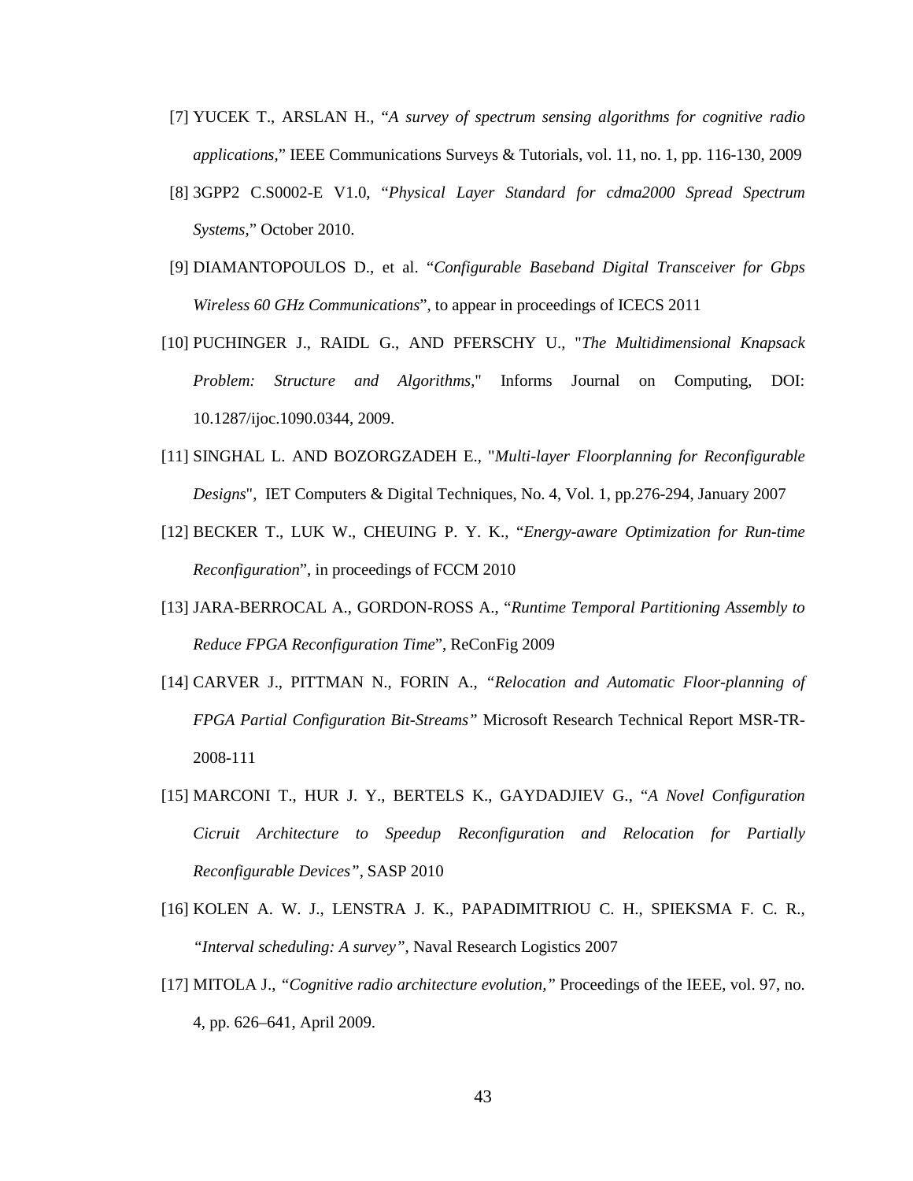[7] YUCEK T., ARSLAN H., "*A survey of spectrum sensing algorithms for cognitive radio applications*," IEEE Communications Surveys & Tutorials, vol. 11, no. 1, pp. 116-130, 2009

[8] 3GPP2 C.S0002-E V1.0, "*Physical Layer Standard for cdma2000 Spread Spectrum Systems*," October 2010.

[9] DIAMANTOPOULOS D., et al. "*Configurable Baseband Digital Transceiver for Gbps Wireless 60 GHz Communications*", to appear in proceedings of ICECS 2011

[10] PUCHINGER J., RAIDL G., AND PFERSCHY U., "*The Multidimensional Knapsack Problem: Structure and Algorithms*," Informs Journal on Computing, DOI: 10.1287/ijoc.1090.0344, 2009.

[11] SINGHAL L. AND BOZORGZADEH E., "*Multi-layer Floorplanning for Reconfigurable Designs*", IET Computers & Digital Techniques, No. 4, Vol. 1, pp.276-294, January 2007

[12] BECKER T., LUK W., CHEUING P. Y. K., "*Energy-aware Optimization for Run-time Reconfiguration*", in proceedings of FCCM 2010

[13] JARA-BERROCAL A., GORDON-ROSS A., "*Runtime Temporal Partitioning Assembly to Reduce FPGA Reconfiguration Time*", ReConFig 2009

[14] CARVER J., PITTMAN N., FORIN A., *"Relocation and Automatic Floor-planning of FPGA Partial Configuration Bit-Streams"* Microsoft Research Technical Report MSR-TR-2008-111

[15] MARCONI T., HUR J. Y., BERTELS K., GAYDADJIEV G., "*A Novel Configuration Cicruit Architecture to Speedup Reconfiguration and Relocation for Partially Reconfigurable Devices"*, SASP 2010

[16] KOLEN A. W. J., LENSTRA J. K., PAPADIMITRIOU C. H., SPIEKSMA F. C. R., *"Interval scheduling: A survey"*, Naval Research Logistics 2007

[17] MITOLA J., *"Cognitive radio architecture evolution,"* Proceedings of the IEEE, vol. 97, no. 4, pp. 626–641, April 2009.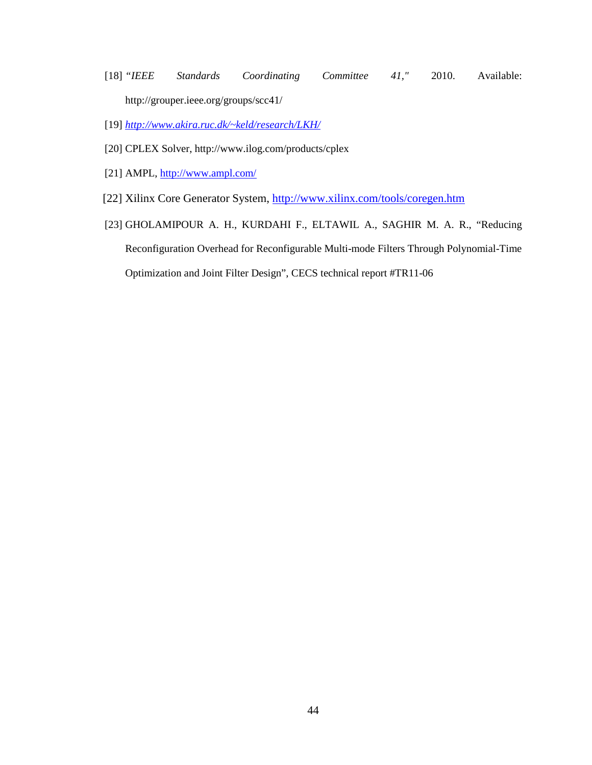[18] *"IEEE Standards Coordinating Committee 41,"* 2010. Available: http://grouper.ieee.org/groups/scc41/

[19] *http://www.akira.ruc.dk/~keld/research/LKH/*

[20] CPLEX Solver, http://www.ilog.com/products/cplex

[21] AMPL, http://www.ampl.com/

[22] Xilinx Core Generator System, http://www.xilinx.com/tools/coregen.htm

[23] GHOLAMIPOUR A. H., KURDAHI F., ELTAWIL A., SAGHIR M. A. R., "Reducing Reconfiguration Overhead for Reconfigurable Multi-mode Filters Through Polynomial-Time Optimization and Joint Filter Design", CECS technical report #TR11-06